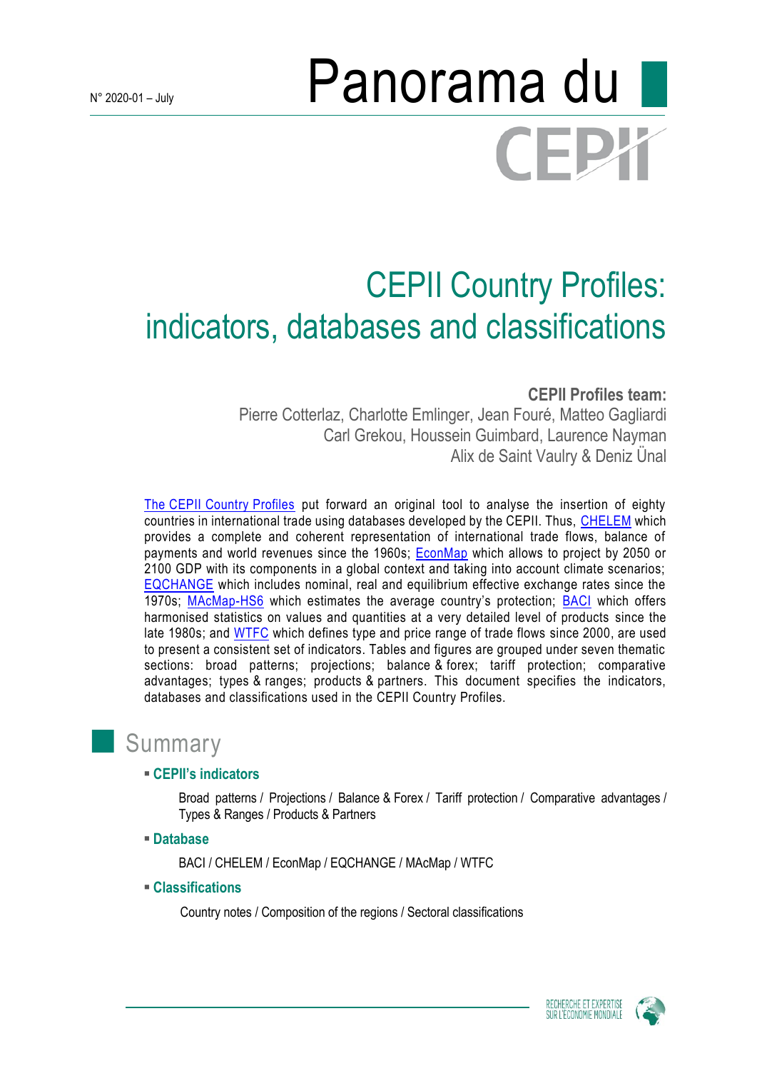N° 2020-01 – July

# Panorama du CEPII

# CEPII Country Profiles: indicators, databases and classifications

**CEPII Profiles team:**

Pierre Cotterlaz, Charlotte Emlinger, Jean Fouré, Matteo Gagliardi
Carl Grekou, Houssein Guimbard, Laurence Nayman
Alix de Saint Vaulry & Deniz Ünal

The CEPII Country Profiles put forward an original tool to analyse the insertion of eighty countries in international trade using databases developed by the CEPII. Thus, CHELEM which provides a complete and coherent representation of international trade flows, balance of payments and world revenues since the 1960s; EconMap which allows to project by 2050 or 2100 GDP with its components in a global context and taking into account climate scenarios; EQCHANGE which includes nominal, real and equilibrium effective exchange rates since the 1970s; MAcMap-HS6 which estimates the average country's protection; BACI which offers harmonised statistics on values and quantities at a very detailed level of products since the late 1980s; and WTFC which defines type and price range of trade flows since 2000, are used to present a consistent set of indicators. Tables and figures are grouped under seven thematic sections: broad patterns; projections; balance & forex; tariff protection; comparative advantages; types & ranges; products & partners. This document specifies the indicators, databases and classifications used in the CEPII Country Profiles.

## Summary

- **CEPII's indicators**

  Broad patterns / Projections / Balance & Forex / Tariff protection / Comparative advantages / Types & Ranges / Products & Partners

- **Database**

  BACI / CHELEM / EconMap / EQCHANGE / MAcMap / WTFC

- **Classifications**

  Country notes / Composition of the regions / Sectoral classifications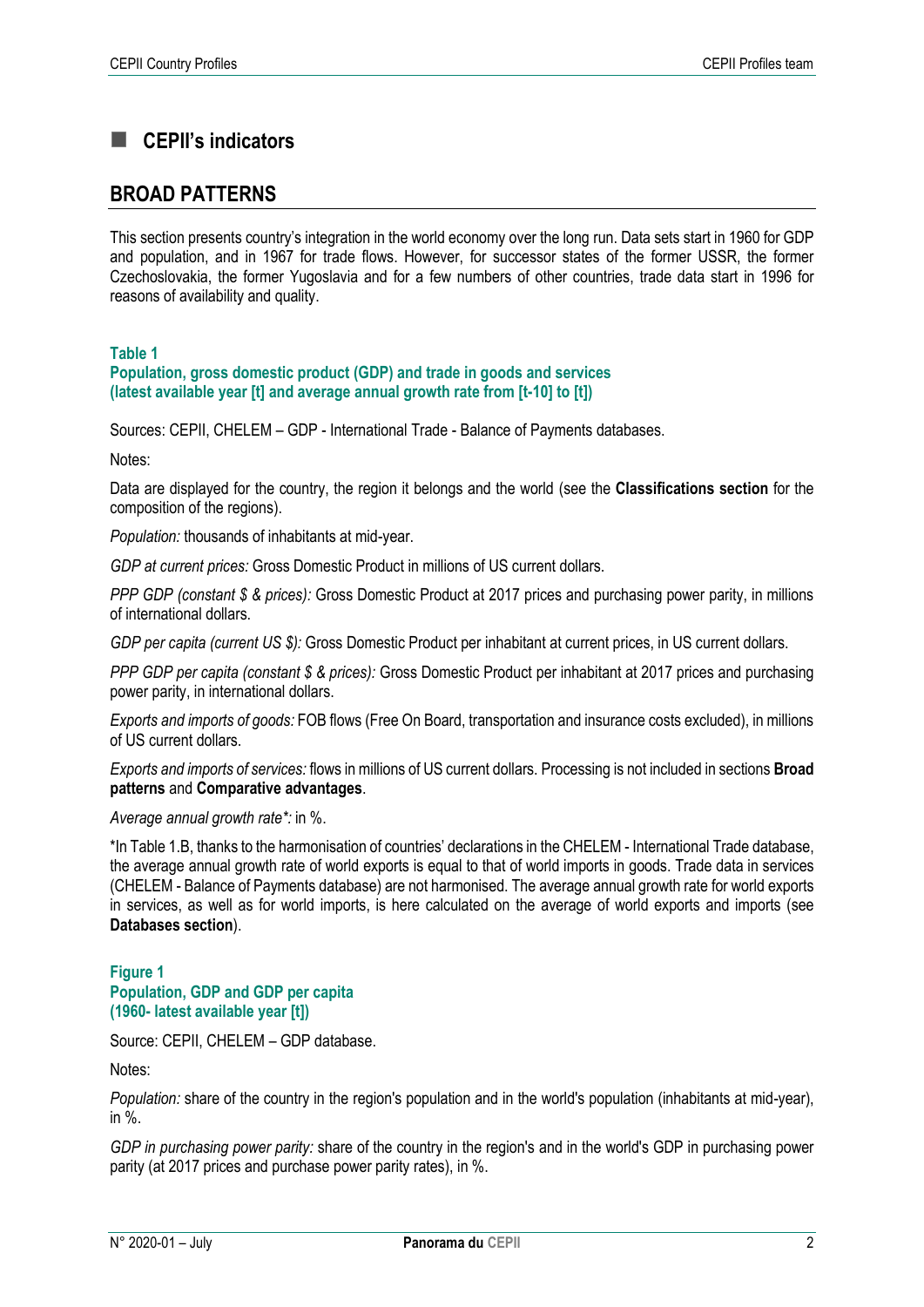# CEPII's indicators

## BROAD PATTERNS

This section presents country's integration in the world economy over the long run. Data sets start in 1960 for GDP and population, and in 1967 for trade flows. However, for successor states of the former USSR, the former Czechoslovakia, the former Yugoslavia and for a few numbers of other countries, trade data start in 1996 for reasons of availability and quality.

### Table 1
### Population, gross domestic product (GDP) and trade in goods and services (latest available year [t] and average annual growth rate from [t-10] to [t])

Sources: CEPII, CHELEM – GDP - International Trade - Balance of Payments databases.

Notes:

Data are displayed for the country, the region it belongs and the world (see the **Classifications section** for the composition of the regions).

*Population:* thousands of inhabitants at mid-year.

*GDP at current prices:* Gross Domestic Product in millions of US current dollars.

*PPP GDP (constant $ & prices):* Gross Domestic Product at 2017 prices and purchasing power parity, in millions of international dollars.

*GDP per capita (current US $):* Gross Domestic Product per inhabitant at current prices, in US current dollars.

*PPP GDP per capita (constant $ & prices):* Gross Domestic Product per inhabitant at 2017 prices and purchasing power parity, in international dollars.

*Exports and imports of goods:* FOB flows (Free On Board, transportation and insurance costs excluded), in millions of US current dollars.

*Exports and imports of services:* flows in millions of US current dollars. Processing is not included in sections **Broad patterns** and **Comparative advantages**.

*Average annual growth rate\*:* in %.

\*In Table 1.B, thanks to the harmonisation of countries' declarations in the CHELEM - International Trade database, the average annual growth rate of world exports is equal to that of world imports in goods. Trade data in services (CHELEM - Balance of Payments database) are not harmonised. The average annual growth rate for world exports in services, as well as for world imports, is here calculated on the average of world exports and imports (see **Databases section**).

### Figure 1
### Population, GDP and GDP per capita (1960- latest available year [t])

Source: CEPII, CHELEM – GDP database.

Notes:

*Population:* share of the country in the region's population and in the world's population (inhabitants at mid-year), in %.

*GDP in purchasing power parity:* share of the country in the region's and in the world's GDP in purchasing power parity (at 2017 prices and purchase power parity rates), in %.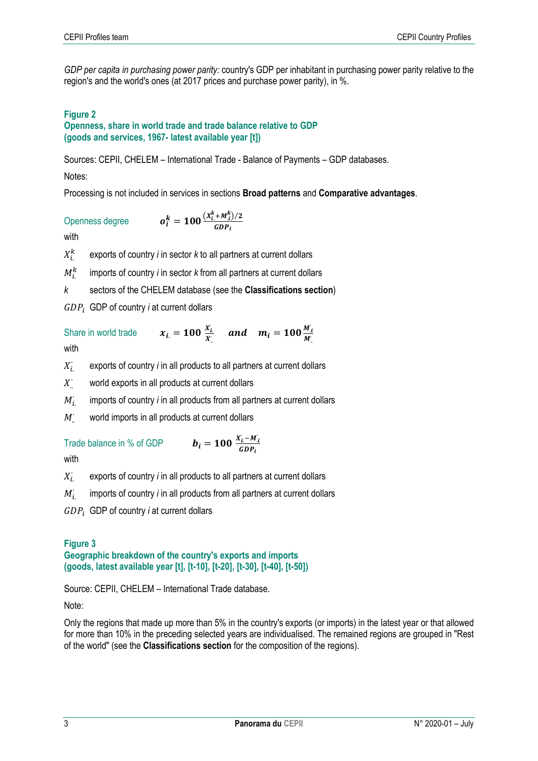*GDP per capita in purchasing power parity:* country's GDP per inhabitant in purchasing power parity relative to the region's and the world's ones (at 2017 prices and purchase power parity), in %.

### Figure 2
### Openness, share in world trade and trade balance relative to GDP (goods and services, 1967- latest available year [t])

Sources: CEPII, CHELEM – International Trade - Balance of Payments – GDP databases.

Notes:

Processing is not included in services in sections **Broad patterns** and **Comparative advantages**.

Openness degree $\boldsymbol{o_i^k = 100 \frac{(X_{i.}^k + M_{.i}^k)/2}{GDP_i}}$

with

$X_{i.}^k$ exports of country *i* in sector *k* to all partners at current dollars

$M_{i.}^k$ imports of country *i* in sector *k* from all partners at current dollars

$k$ sectors of the CHELEM database (see the **Classifications section**)

$GDP_i$ GDP of country *i* at current dollars

Share in world trade $\boldsymbol{x_{i.} = 100 \frac{X_{i.}^{\cdot}}{X_{..}^{\cdot}}}$ ***and*** $\boldsymbol{m_i = 100 \frac{M_{.i}^{\cdot}}{M_{..}^{\cdot}}}$

with

$X_{i.}^{\cdot}$ exports of country *i* in all products to all partners at current dollars

$X_{..}^{\cdot}$ world exports in all products at current dollars

$M_{i.}^{\cdot}$ imports of country *i* in all products from all partners at current dollars

$M_{..}^{\cdot}$ world imports in all products at current dollars

Trade balance in % of GDP $\boldsymbol{b_i = 100 \frac{X_{i.}^{\cdot} - M_{.i}^{\cdot}}{GDP_i}}$

with

$X_{i.}^{\cdot}$ exports of country *i* in all products to all partners at current dollars

$M_{i.}^{\cdot}$ imports of country *i* in all products from all partners at current dollars

$GDP_i$ GDP of country *i* at current dollars

### Figure 3
### Geographic breakdown of the country's exports and imports (goods, latest available year [t], [t-10], [t-20], [t-30], [t-40], [t-50])

Source: CEPII, CHELEM – International Trade database.

Note:

Only the regions that made up more than 5% in the country's exports (or imports) in the latest year or that allowed for more than 10% in the preceding selected years are individualised. The remained regions are grouped in "Rest of the world" (see the **Classifications section** for the composition of the regions).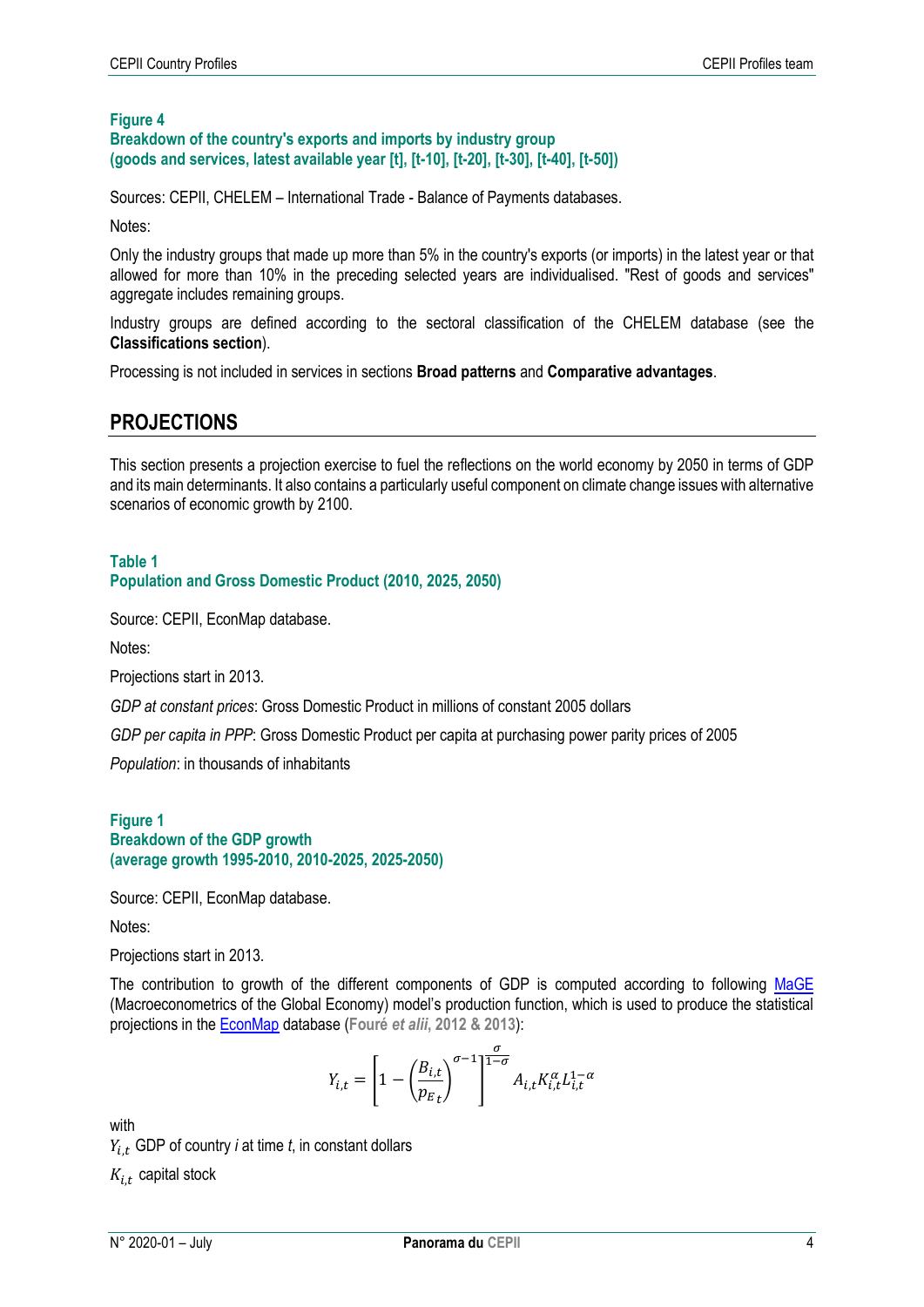**Figure 4**
**Breakdown of the country's exports and imports by industry group**
**(goods and services, latest available year [t], [t-10], [t-20], [t-30], [t-40], [t-50])**

Sources: CEPII, CHELEM – International Trade - Balance of Payments databases.

Notes:

Only the industry groups that made up more than 5% in the country's exports (or imports) in the latest year or that allowed for more than 10% in the preceding selected years are individualised. "Rest of goods and services" aggregate includes remaining groups.

Industry groups are defined according to the sectoral classification of the CHELEM database (see the **Classifications section**).

Processing is not included in services in sections **Broad patterns** and **Comparative advantages**.

## PROJECTIONS

This section presents a projection exercise to fuel the reflections on the world economy by 2050 in terms of GDP and its main determinants. It also contains a particularly useful component on climate change issues with alternative scenarios of economic growth by 2100.

**Table 1**
**Population and Gross Domestic Product (2010, 2025, 2050)**

Source: CEPII, EconMap database.

Notes:

Projections start in 2013.

*GDP at constant prices*: Gross Domestic Product in millions of constant 2005 dollars

*GDP per capita in PPP*: Gross Domestic Product per capita at purchasing power parity prices of 2005

*Population*: in thousands of inhabitants

**Figure 1**
**Breakdown of the GDP growth**
**(average growth 1995-2010, 2010-2025, 2025-2050)**

Source: CEPII, EconMap database.

Notes:

Projections start in 2013.

The contribution to growth of the different components of GDP is computed according to following MaGE (Macroeconometrics of the Global Economy) model's production function, which is used to produce the statistical projections in the EconMap database (**Fouré *et alii*, 2012 & 2013**):

$$Y_{i,t} = \left[1 - \left(\frac{B_{i,t}}{p_{E_t}}\right)^{\sigma-1}\right]^{\frac{\sigma}{1-\sigma}} A_{i,t} K_{i,t}^{\alpha} L_{i,t}^{1-\alpha}$$

with

$Y_{i,t}$ GDP of country *i* at time *t*, in constant dollars

$K_{i,t}$ capital stock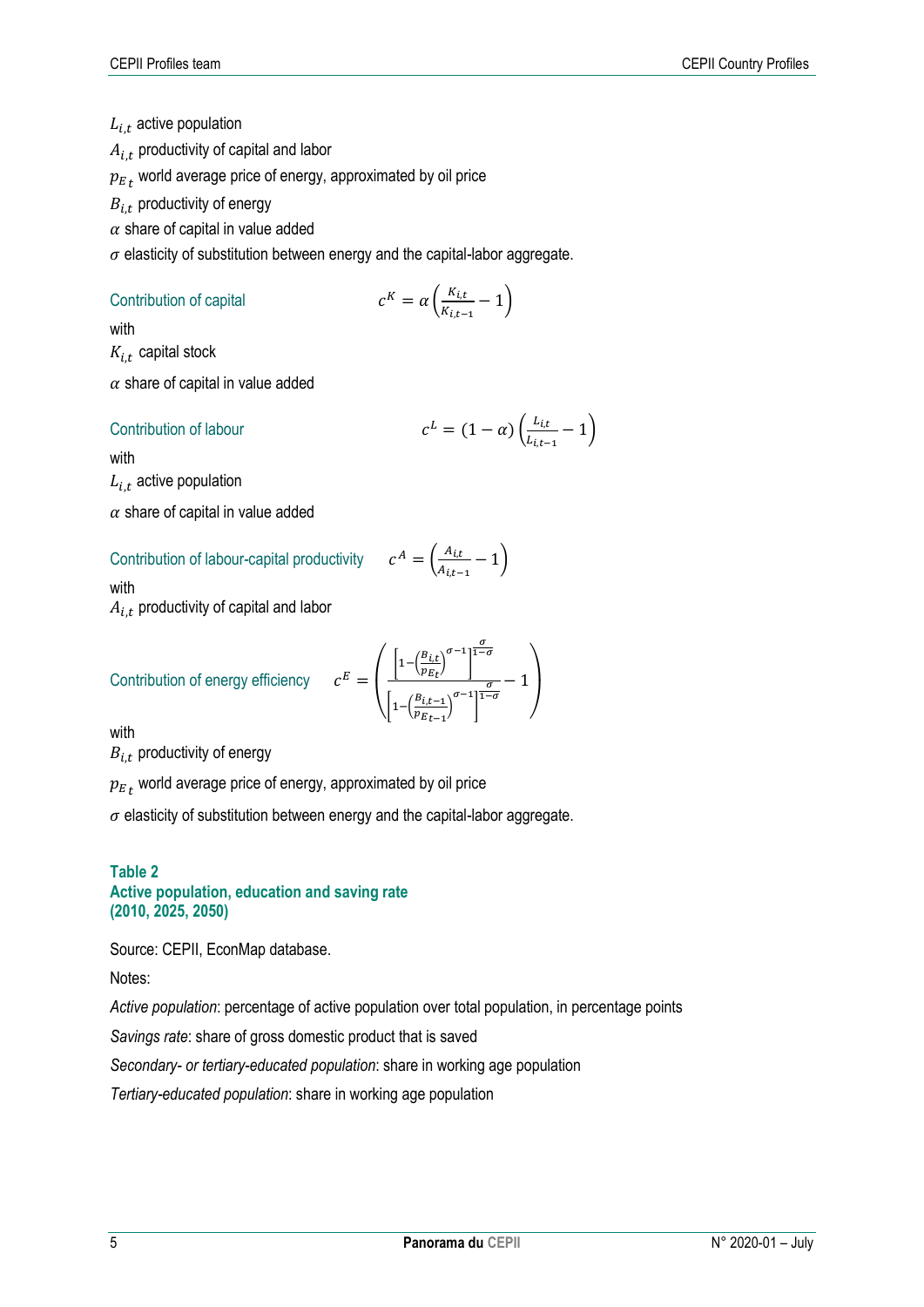$L_{i,t}$ active population

$A_{i,t}$ productivity of capital and labor

$p_{E_t}$ world average price of energy, approximated by oil price

$B_{i,t}$ productivity of energy

$\alpha$ share of capital in value added

$\sigma$ elasticity of substitution between energy and the capital-labor aggregate.

Contribution of capital
$$c^K = \alpha\left(\frac{K_{i,t}}{K_{i,t-1}} - 1\right)$$

with

$K_{i,t}$ capital stock

$\alpha$ share of capital in value added

Contribution of labour
$$c^L = (1-\alpha)\left(\frac{L_{i,t}}{L_{i,t-1}} - 1\right)$$

with

$L_{i,t}$ active population

$\alpha$ share of capital in value added

Contribution of labour-capital productivity
$$c^A = \left(\frac{A_{i,t}}{A_{i,t-1}} - 1\right)$$

with

$A_{i,t}$ productivity of capital and labor

Contribution of energy efficiency
$$c^E = \left(\frac{\left[1-\left(\frac{B_{i,t}}{p_{E_t}}\right)^{\sigma-1}\right]^{\frac{\sigma}{1-\sigma}}}{\left[1-\left(\frac{B_{i,t-1}}{p_{E_{t-1}}}\right)^{\sigma-1}\right]^{\frac{\sigma}{1-\sigma}}} - 1\right)$$

with

$B_{i,t}$ productivity of energy

$p_{E_t}$ world average price of energy, approximated by oil price

$\sigma$ elasticity of substitution between energy and the capital-labor aggregate.

**Table 2**
**Active population, education and saving rate**
**(2010, 2025, 2050)**

Source: CEPII, EconMap database.

Notes:

*Active population*: percentage of active population over total population, in percentage points

*Savings rate*: share of gross domestic product that is saved

*Secondary- or tertiary-educated population*: share in working age population

*Tertiary-educated population*: share in working age population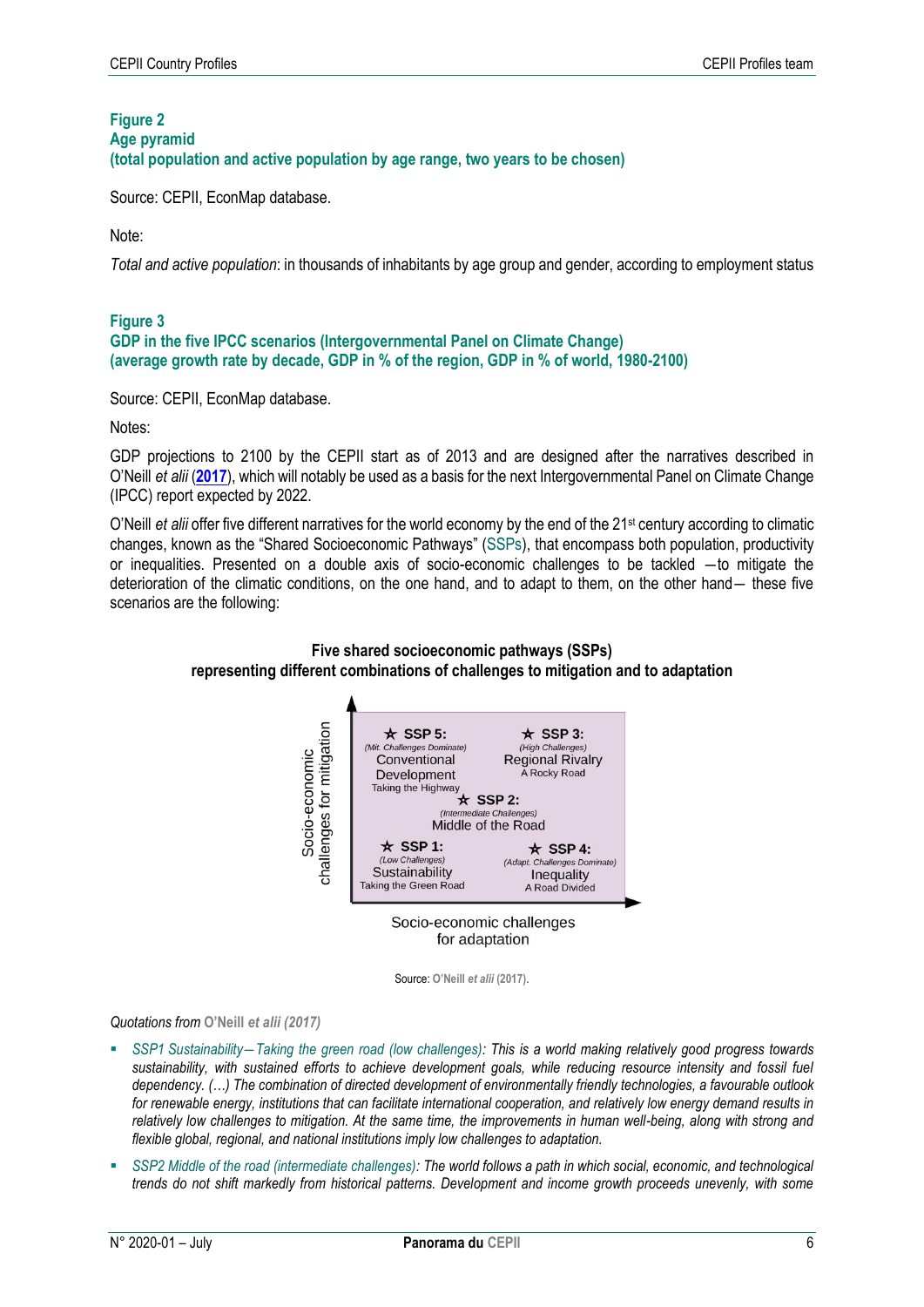**Figure 2**
**Age pyramid**
**(total population and active population by age range, two years to be chosen)**

Source: CEPII, EconMap database.

Note:

*Total and active population*: in thousands of inhabitants by age group and gender, according to employment status

**Figure 3**
**GDP in the five IPCC scenarios (Intergovernmental Panel on Climate Change)**
**(average growth rate by decade, GDP in % of the region, GDP in % of world, 1980-2100)**

Source: CEPII, EconMap database.

Notes:

GDP projections to 2100 by the CEPII start as of 2013 and are designed after the narratives described in O'Neill *et alii* (**2017**), which will notably be used as a basis for the next Intergovernmental Panel on Climate Change (IPCC) report expected by 2022.

O'Neill *et alii* offer five different narratives for the world economy by the end of the 21st century according to climatic changes, known as the "Shared Socioeconomic Pathways" (SSPs), that encompass both population, productivity or inequalities. Presented on a double axis of socio-economic challenges to be tackled —to mitigate the deterioration of the climatic conditions, on the one hand, and to adapt to them, on the other hand— these five scenarios are the following:

**Five shared socioeconomic pathways (SSPs)**
**representing different combinations of challenges to mitigation and to adaptation**

Socio-economic challenges for mitigation (vertical axis) / Socio-economic challenges for adaptation (horizontal axis)

- ★ SSP 5: (Mit. Challenges Dominate) Conventional Development — Taking the Highway
- ★ SSP 3: (High Challenges) Regional Rivalry — A Rocky Road
- ★ SSP 2: (Intermediate Challenges) Middle of the Road
- ★ SSP 1: (Low Challenges) Sustainability — Taking the Green Road
- ★ SSP 4: (Adapt. Challenges Dominate) Inequality — A Road Divided

Source: O'Neill *et alii* (2017).

*Quotations from* O'Neill *et alii (2017)*

- *SSP1 Sustainability—Taking the green road (low challenges): This is a world making relatively good progress towards sustainability, with sustained efforts to achieve development goals, while reducing resource intensity and fossil fuel dependency. (…) The combination of directed development of environmentally friendly technologies, a favourable outlook for renewable energy, institutions that can facilitate international cooperation, and relatively low energy demand results in relatively low challenges to mitigation. At the same time, the improvements in human well-being, along with strong and flexible global, regional, and national institutions imply low challenges to adaptation.*
- *SSP2 Middle of the road (intermediate challenges): The world follows a path in which social, economic, and technological trends do not shift markedly from historical patterns. Development and income growth proceeds unevenly, with some*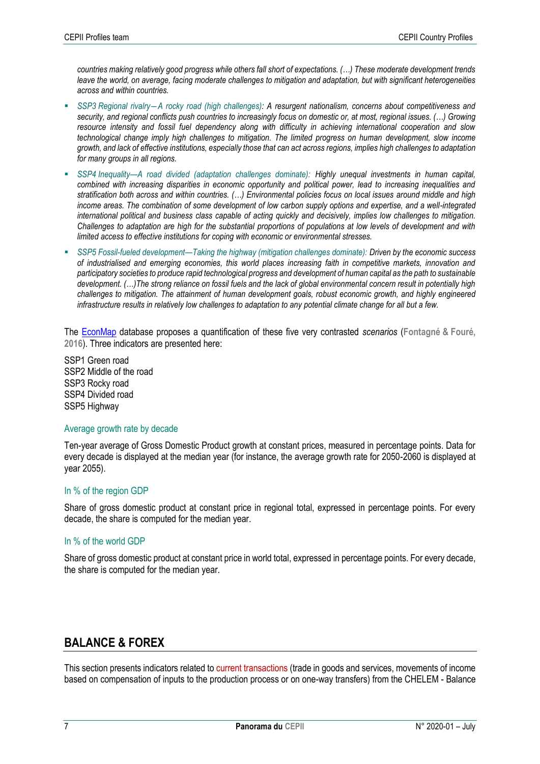*countries making relatively good progress while others fall short of expectations. (…) These moderate development trends leave the world, on average, facing moderate challenges to mitigation and adaptation, but with significant heterogeneities across and within countries.*

- *SSP3 Regional rivalry—A rocky road (high challenges): A resurgent nationalism, concerns about competitiveness and security, and regional conflicts push countries to increasingly focus on domestic or, at most, regional issues. (…) Growing resource intensity and fossil fuel dependency along with difficulty in achieving international cooperation and slow technological change imply high challenges to mitigation. The limited progress on human development, slow income growth, and lack of effective institutions, especially those that can act across regions, implies high challenges to adaptation for many groups in all regions.*
- *SSP4 Inequality—A road divided (adaptation challenges dominate): Highly unequal investments in human capital, combined with increasing disparities in economic opportunity and political power, lead to increasing inequalities and stratification both across and within countries. (…) Environmental policies focus on local issues around middle and high income areas. The combination of some development of low carbon supply options and expertise, and a well-integrated international political and business class capable of acting quickly and decisively, implies low challenges to mitigation. Challenges to adaptation are high for the substantial proportions of populations at low levels of development and with limited access to effective institutions for coping with economic or environmental stresses.*
- *SSP5 Fossil-fueled development—Taking the highway (mitigation challenges dominate): Driven by the economic success of industrialised and emerging economies, this world places increasing faith in competitive markets, innovation and participatory societies to produce rapid technological progress and development of human capital as the path to sustainable development. (…)The strong reliance on fossil fuels and the lack of global environmental concern result in potentially high challenges to mitigation. The attainment of human development goals, robust economic growth, and highly engineered infrastructure results in relatively low challenges to adaptation to any potential climate change for all but a few.*

The EconMap database proposes a quantification of these five very contrasted *scenarios* (**Fontagné & Fouré, 2016**). Three indicators are presented here:

SSP1 Green road
SSP2 Middle of the road
SSP3 Rocky road
SSP4 Divided road
SSP5 Highway

### Average growth rate by decade

Ten-year average of Gross Domestic Product growth at constant prices, measured in percentage points. Data for every decade is displayed at the median year (for instance, the average growth rate for 2050-2060 is displayed at year 2055).

### In % of the region GDP

Share of gross domestic product at constant price in regional total, expressed in percentage points. For every decade, the share is computed for the median year.

### In % of the world GDP

Share of gross domestic product at constant price in world total, expressed in percentage points. For every decade, the share is computed for the median year.

## BALANCE & FOREX

This section presents indicators related to current transactions (trade in goods and services, movements of income based on compensation of inputs to the production process or on one-way transfers) from the CHELEM - Balance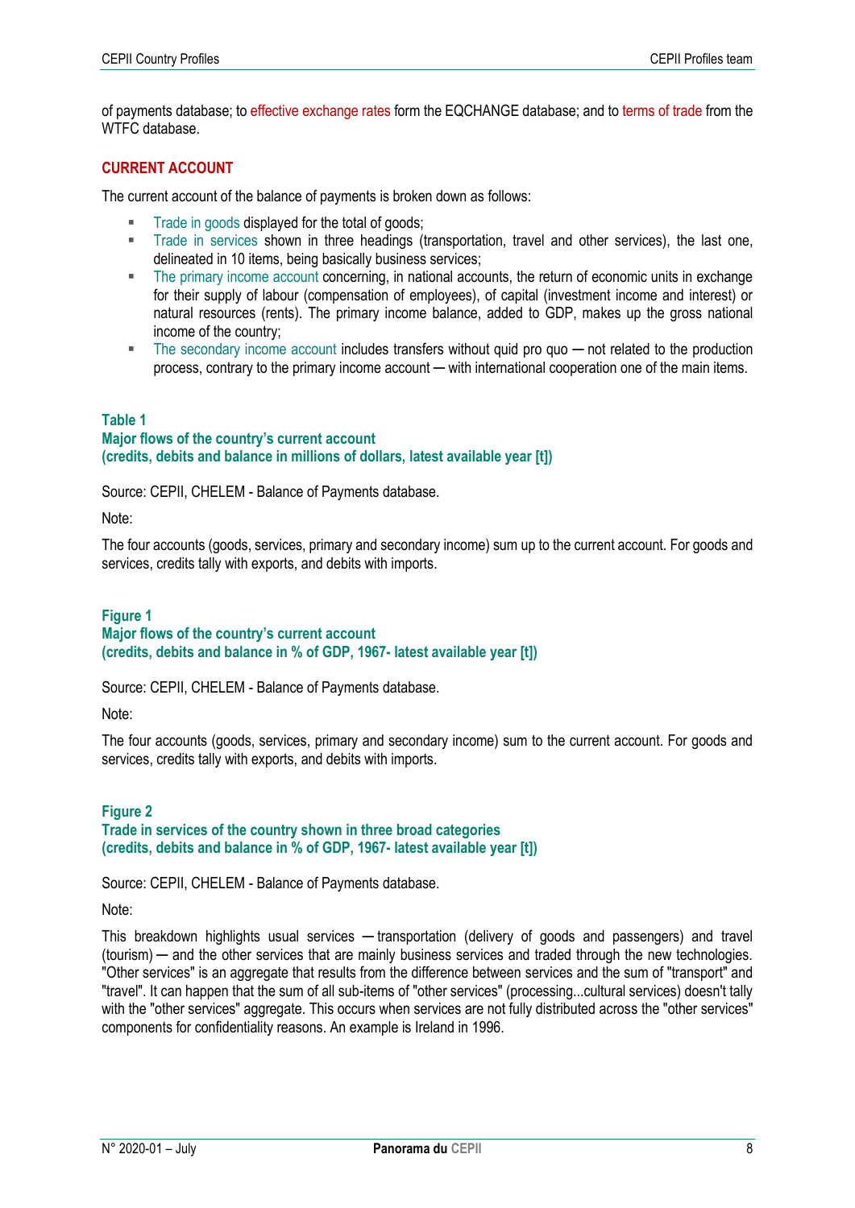of payments database; to effective exchange rates form the EQCHANGE database; and to terms of trade from the WTFC database.

## CURRENT ACCOUNT

The current account of the balance of payments is broken down as follows:

- Trade in goods displayed for the total of goods;
- Trade in services shown in three headings (transportation, travel and other services), the last one, delineated in 10 items, being basically business services;
- The primary income account concerning, in national accounts, the return of economic units in exchange for their supply of labour (compensation of employees), of capital (investment income and interest) or natural resources (rents). The primary income balance, added to GDP, makes up the gross national income of the country;
- The secondary income account includes transfers without quid pro quo — not related to the production process, contrary to the primary income account — with international cooperation one of the main items.

### Table 1
**Major flows of the country's current account**
**(credits, debits and balance in millions of dollars, latest available year [t])**

Source: CEPII, CHELEM - Balance of Payments database.

Note:

The four accounts (goods, services, primary and secondary income) sum up to the current account. For goods and services, credits tally with exports, and debits with imports.

### Figure 1
**Major flows of the country's current account**
**(credits, debits and balance in % of GDP, 1967- latest available year [t])**

Source: CEPII, CHELEM - Balance of Payments database.

Note:

The four accounts (goods, services, primary and secondary income) sum to the current account. For goods and services, credits tally with exports, and debits with imports.

### Figure 2
**Trade in services of the country shown in three broad categories**
**(credits, debits and balance in % of GDP, 1967- latest available year [t])**

Source: CEPII, CHELEM - Balance of Payments database.

Note:

This breakdown highlights usual services — transportation (delivery of goods and passengers) and travel (tourism) — and the other services that are mainly business services and traded through the new technologies. "Other services" is an aggregate that results from the difference between services and the sum of "transport" and "travel". It can happen that the sum of all sub-items of "other services" (processing...cultural services) doesn't tally with the "other services" aggregate. This occurs when services are not fully distributed across the "other services" components for confidentiality reasons. An example is Ireland in 1996.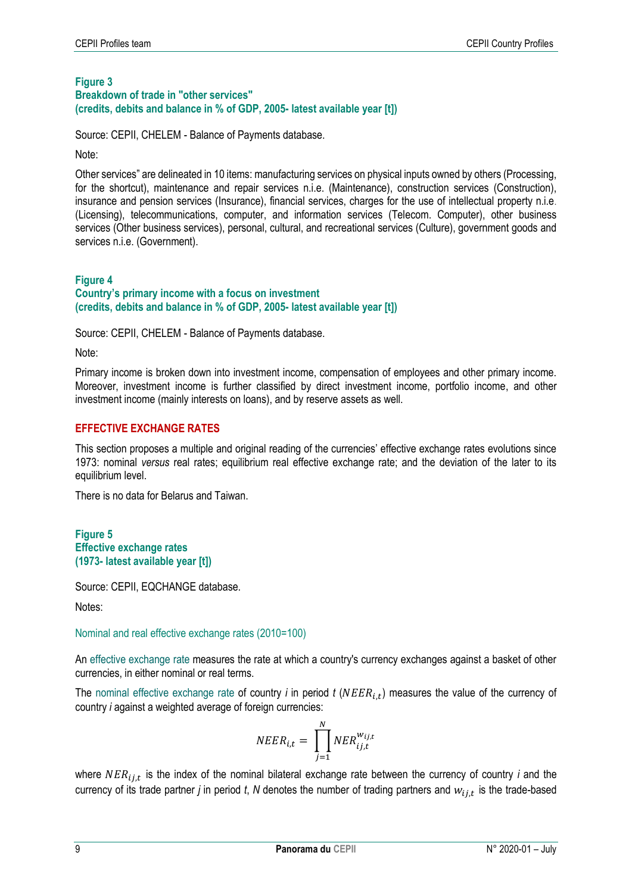### Figure 3
### Breakdown of trade in "other services"
### (credits, debits and balance in % of GDP, 2005- latest available year [t])

Source: CEPII, CHELEM - Balance of Payments database.

Note:

Other services" are delineated in 10 items: manufacturing services on physical inputs owned by others (Processing, for the shortcut), maintenance and repair services n.i.e. (Maintenance), construction services (Construction), insurance and pension services (Insurance), financial services, charges for the use of intellectual property n.i.e. (Licensing), telecommunications, computer, and information services (Telecom. Computer), other business services (Other business services), personal, cultural, and recreational services (Culture), government goods and services n.i.e. (Government).

### Figure 4
### Country's primary income with a focus on investment
### (credits, debits and balance in % of GDP, 2005- latest available year [t])

Source: CEPII, CHELEM - Balance of Payments database.

Note:

Primary income is broken down into investment income, compensation of employees and other primary income. Moreover, investment income is further classified by direct investment income, portfolio income, and other investment income (mainly interests on loans), and by reserve assets as well.

## EFFECTIVE EXCHANGE RATES

This section proposes a multiple and original reading of the currencies' effective exchange rates evolutions since 1973: nominal *versus* real rates; equilibrium real effective exchange rate; and the deviation of the later to its equilibrium level.

There is no data for Belarus and Taiwan.

### Figure 5
### Effective exchange rates
### (1973- latest available year [t])

Source: CEPII, EQCHANGE database.

Notes:

Nominal and real effective exchange rates (2010=100)

An effective exchange rate measures the rate at which a country's currency exchanges against a basket of other currencies, in either nominal or real terms.

The nominal effective exchange rate of country *i* in period *t* ($NEER_{i,t}$) measures the value of the currency of country *i* against a weighted average of foreign currencies:

$$NEER_{i,t} = \prod_{j=1}^{N} NER_{ij,t}^{w_{ij,t}}$$

where $NER_{ij,t}$ is the index of the nominal bilateral exchange rate between the currency of country *i* and the currency of its trade partner *j* in period *t*, *N* denotes the number of trading partners and $w_{ij,t}$ is the trade-based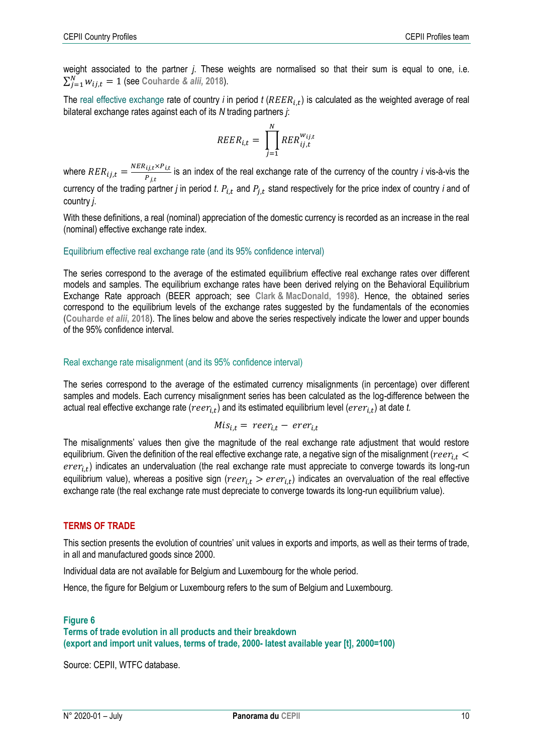weight associated to the partner *j*. These weights are normalised so that their sum is equal to one, i.e. $\sum_{j=1}^{N} w_{ij,t} = 1$ (see **Couharde & *alii*, 2018**).

The real effective exchange rate of country *i* in period *t* ($REER_{i,t}$) is calculated as the weighted average of real bilateral exchange rates against each of its *N* trading partners *j*:

$$REER_{i,t} = \prod_{j=1}^{N} RER_{ij,t}^{w_{ij,t}}$$

where $RER_{ij,t} = \frac{NER_{ij,t} \times P_{i,t}}{P_{j,t}}$ is an index of the real exchange rate of the currency of the country *i* vis-à-vis the currency of the trading partner *j* in period *t*. $P_{i,t}$ and $P_{j,t}$ stand respectively for the price index of country *i* and of country *j*.

With these definitions, a real (nominal) appreciation of the domestic currency is recorded as an increase in the real (nominal) effective exchange rate index.

### Equilibrium effective real exchange rate (and its 95% confidence interval)

The series correspond to the average of the estimated equilibrium effective real exchange rates over different models and samples. The equilibrium exchange rates have been derived relying on the Behavioral Equilibrium Exchange Rate approach (BEER approach; see **Clark & MacDonald, 1998**). Hence, the obtained series correspond to the equilibrium levels of the exchange rates suggested by the fundamentals of the economies (**Couharde *et alii*, 2018**). The lines below and above the series respectively indicate the lower and upper bounds of the 95% confidence interval.

### Real exchange rate misalignment (and its 95% confidence interval)

The series correspond to the average of the estimated currency misalignments (in percentage) over different samples and models. Each currency misalignment series has been calculated as the log-difference between the actual real effective exchange rate ($reer_{i,t}$) and its estimated equilibrium level ($erer_{i,t}$) at date *t*.

$$Mis_{i,t} = reer_{i,t} - erer_{i,t}$$

The misalignments' values then give the magnitude of the real exchange rate adjustment that would restore equilibrium. Given the definition of the real effective exchange rate, a negative sign of the misalignment ($reer_{i,t} < erer_{i,t}$) indicates an undervaluation (the real exchange rate must appreciate to converge towards its long-run equilibrium value), whereas a positive sign ($reer_{i,t} > erer_{i,t}$) indicates an overvaluation of the real effective exchange rate (the real exchange rate must depreciate to converge towards its long-run equilibrium value).

## TERMS OF TRADE

This section presents the evolution of countries' unit values in exports and imports, as well as their terms of trade, in all and manufactured goods since 2000.

Individual data are not available for Belgium and Luxembourg for the whole period.

Hence, the figure for Belgium or Luxembourg refers to the sum of Belgium and Luxembourg.

**Figure 6**
**Terms of trade evolution in all products and their breakdown**
**(export and import unit values, terms of trade, 2000- latest available year [t], 2000=100)**

Source: CEPII, WTFC database.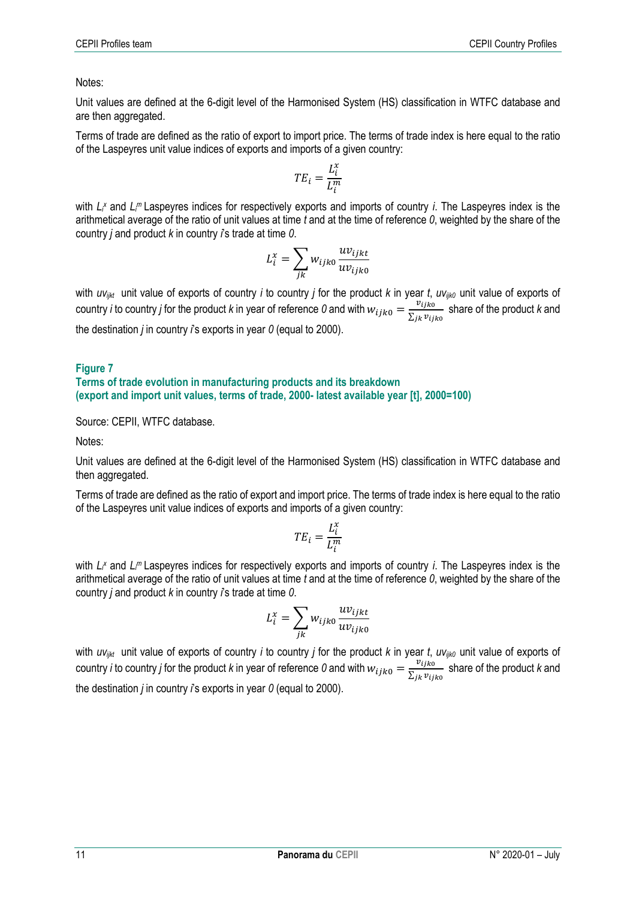Notes:

Unit values are defined at the 6-digit level of the Harmonised System (HS) classification in WTFC database and are then aggregated.

Terms of trade are defined as the ratio of export to import price. The terms of trade index is here equal to the ratio of the Laspeyres unit value indices of exports and imports of a given country:

$$TE_i = \frac{L_i^x}{L_i^m}$$

with $L_i^x$ and $L_i^m$ Laspeyres indices for respectively exports and imports of country *i*. The Laspeyres index is the arithmetical average of the ratio of unit values at time *t* and at the time of reference *0*, weighted by the share of the country *j* and product *k* in country *i*'s trade at time *0*.

$$L_i^x = \sum_{jk} w_{ijk0} \frac{uv_{ijkt}}{uv_{ijk0}}$$

with $uv_{ijkt}$ unit value of exports of country *i* to country *j* for the product *k* in year *t*, $uv_{ijk0}$ unit value of exports of country *i* to country *j* for the product *k* in year of reference *0* and with $w_{ijk0} = \frac{v_{ijk0}}{\sum_{jk} v_{ijk0}}$ share of the product *k* and the destination *j* in country *i*'s exports in year *0* (equal to 2000).

**Figure 7**
**Terms of trade evolution in manufacturing products and its breakdown**
**(export and import unit values, terms of trade, 2000- latest available year [t], 2000=100)**

Source: CEPII, WTFC database.

Notes:

Unit values are defined at the 6-digit level of the Harmonised System (HS) classification in WTFC database and then aggregated.

Terms of trade are defined as the ratio of export and import price. The terms of trade index is here equal to the ratio of the Laspeyres unit value indices of exports and imports of a given country:

$$TE_i = \frac{L_i^x}{L_i^m}$$

with $L_i^x$ and $L_i^m$ Laspeyres indices for respectively exports and imports of country *i*. The Laspeyres index is the arithmetical average of the ratio of unit values at time *t* and at the time of reference *0*, weighted by the share of the country *j* and product *k* in country *i*'s trade at time *0*.

$$L_i^x = \sum_{jk} w_{ijk0} \frac{uv_{ijkt}}{uv_{ijk0}}$$

with $uv_{ijkt}$ unit value of exports of country *i* to country *j* for the product *k* in year *t*, $uv_{ijk0}$ unit value of exports of country *i* to country *j* for the product *k* in year of reference *0* and with $w_{ijk0} = \frac{v_{ijk0}}{\sum_{jk} v_{ijk0}}$ share of the product *k* and the destination *j* in country *i*'s exports in year *0* (equal to 2000).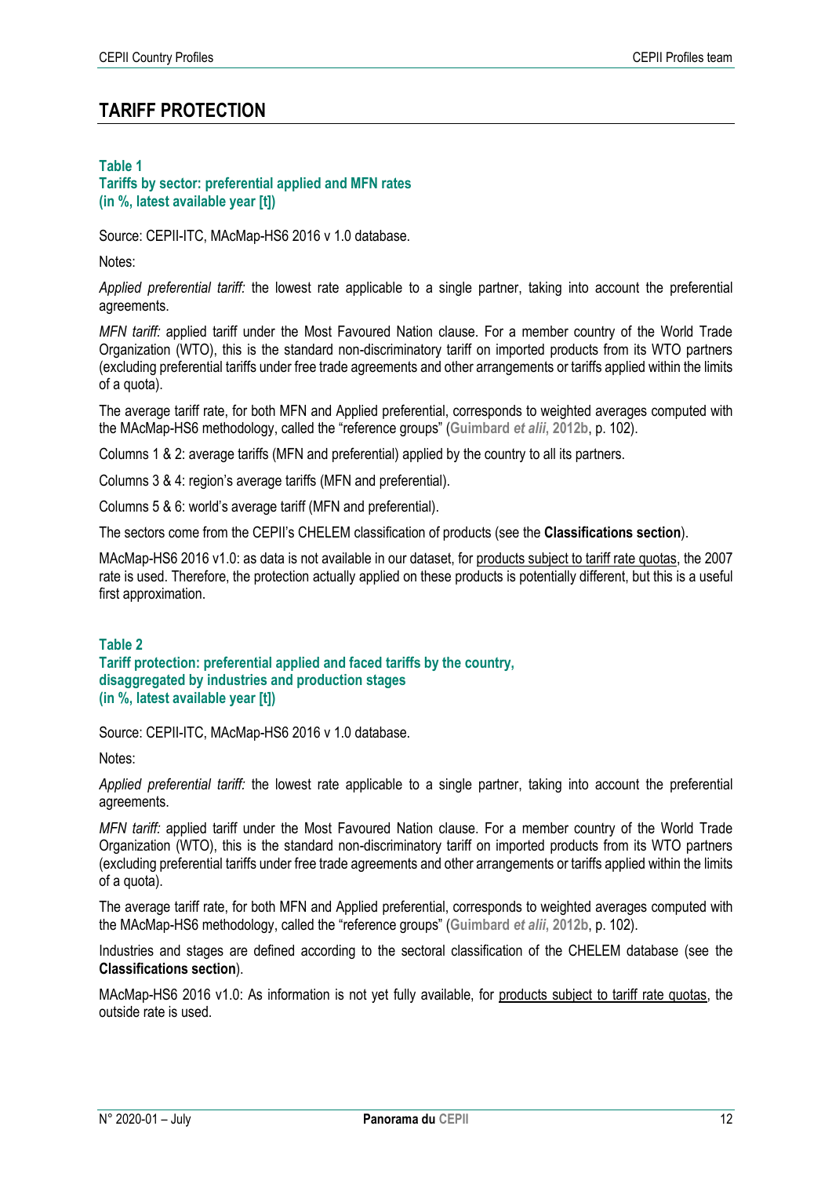## TARIFF PROTECTION

### Table 1
### Tariffs by sector: preferential applied and MFN rates (in %, latest available year [t])

Source: CEPII-ITC, MAcMap-HS6 2016 v 1.0 database.

Notes:

*Applied preferential tariff:* the lowest rate applicable to a single partner, taking into account the preferential agreements.

*MFN tariff:* applied tariff under the Most Favoured Nation clause. For a member country of the World Trade Organization (WTO), this is the standard non-discriminatory tariff on imported products from its WTO partners (excluding preferential tariffs under free trade agreements and other arrangements or tariffs applied within the limits of a quota).

The average tariff rate, for both MFN and Applied preferential, corresponds to weighted averages computed with the MAcMap-HS6 methodology, called the "reference groups" (**Guimbard *et alii*, 2012b**, p. 102).

Columns 1 & 2: average tariffs (MFN and preferential) applied by the country to all its partners.

Columns 3 & 4: region's average tariffs (MFN and preferential).

Columns 5 & 6: world's average tariff (MFN and preferential).

The sectors come from the CEPII's CHELEM classification of products (see the **Classifications section**).

MAcMap-HS6 2016 v1.0: as data is not available in our dataset, for products subject to tariff rate quotas, the 2007 rate is used. Therefore, the protection actually applied on these products is potentially different, but this is a useful first approximation.

### Table 2
### Tariff protection: preferential applied and faced tariffs by the country, disaggregated by industries and production stages (in %, latest available year [t])

Source: CEPII-ITC, MAcMap-HS6 2016 v 1.0 database.

Notes:

*Applied preferential tariff:* the lowest rate applicable to a single partner, taking into account the preferential agreements.

*MFN tariff:* applied tariff under the Most Favoured Nation clause. For a member country of the World Trade Organization (WTO), this is the standard non-discriminatory tariff on imported products from its WTO partners (excluding preferential tariffs under free trade agreements and other arrangements or tariffs applied within the limits of a quota).

The average tariff rate, for both MFN and Applied preferential, corresponds to weighted averages computed with the MAcMap-HS6 methodology, called the "reference groups" (**Guimbard *et alii*, 2012b**, p. 102).

Industries and stages are defined according to the sectoral classification of the CHELEM database (see the **Classifications section**).

MAcMap-HS6 2016 v1.0: As information is not yet fully available, for products subject to tariff rate quotas, the outside rate is used.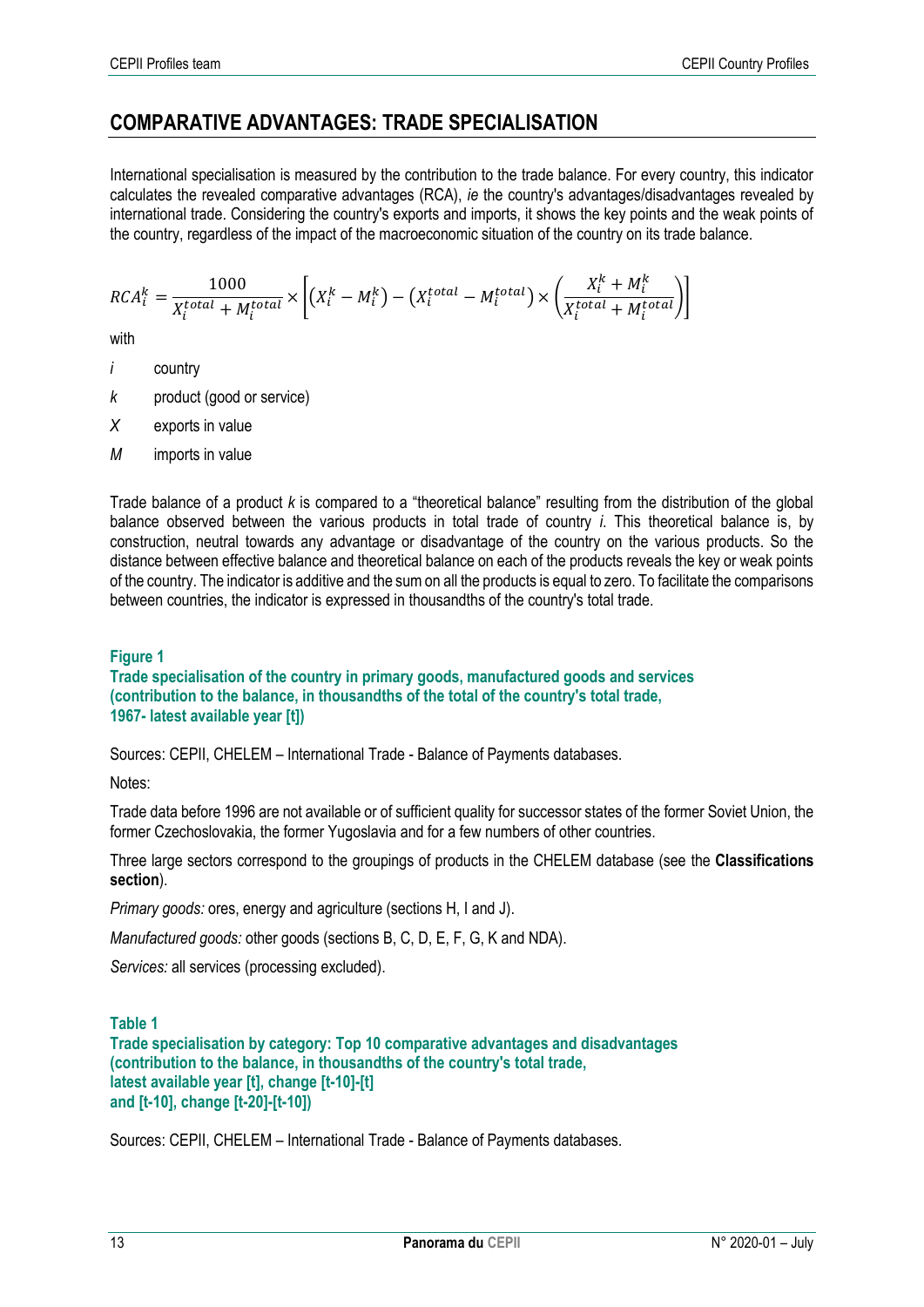## COMPARATIVE ADVANTAGES: TRADE SPECIALISATION

International specialisation is measured by the contribution to the trade balance. For every country, this indicator calculates the revealed comparative advantages (RCA), *ie* the country's advantages/disadvantages revealed by international trade. Considering the country's exports and imports, it shows the key points and the weak points of the country, regardless of the impact of the macroeconomic situation of the country on its trade balance.

$$RCA_i^k = \frac{1000}{X_i^{total} + M_i^{total}} \times \left[ \left( X_i^k - M_i^k \right) - \left( X_i^{total} - M_i^{total} \right) \times \left( \frac{X_i^k + M_i^k}{X_i^{total} + M_i^{total}} \right) \right]$$

with

- $i$ country
- $k$ product (good or service)
- $X$ exports in value
- $M$ imports in value

Trade balance of a product $k$ is compared to a "theoretical balance" resulting from the distribution of the global balance observed between the various products in total trade of country $i$. This theoretical balance is, by construction, neutral towards any advantage or disadvantage of the country on the various products. So the distance between effective balance and theoretical balance on each of the products reveals the key or weak points of the country. The indicator is additive and the sum on all the products is equal to zero. To facilitate the comparisons between countries, the indicator is expressed in thousandths of the country's total trade.

### Figure 1
### Trade specialisation of the country in primary goods, manufactured goods and services (contribution to the balance, in thousandths of the total of the country's total trade, 1967- latest available year [t])

Sources: CEPII, CHELEM – International Trade - Balance of Payments databases.

Notes:

Trade data before 1996 are not available or of sufficient quality for successor states of the former Soviet Union, the former Czechoslovakia, the former Yugoslavia and for a few numbers of other countries.

Three large sectors correspond to the groupings of products in the CHELEM database (see the **Classifications section**).

*Primary goods:* ores, energy and agriculture (sections H, I and J).

*Manufactured goods:* other goods (sections B, C, D, E, F, G, K and NDA).

*Services:* all services (processing excluded).

### Table 1
### Trade specialisation by category: Top 10 comparative advantages and disadvantages (contribution to the balance, in thousandths of the country's total trade, latest available year [t], change [t-10]-[t] and [t-10], change [t-20]-[t-10])

Sources: CEPII, CHELEM – International Trade - Balance of Payments databases.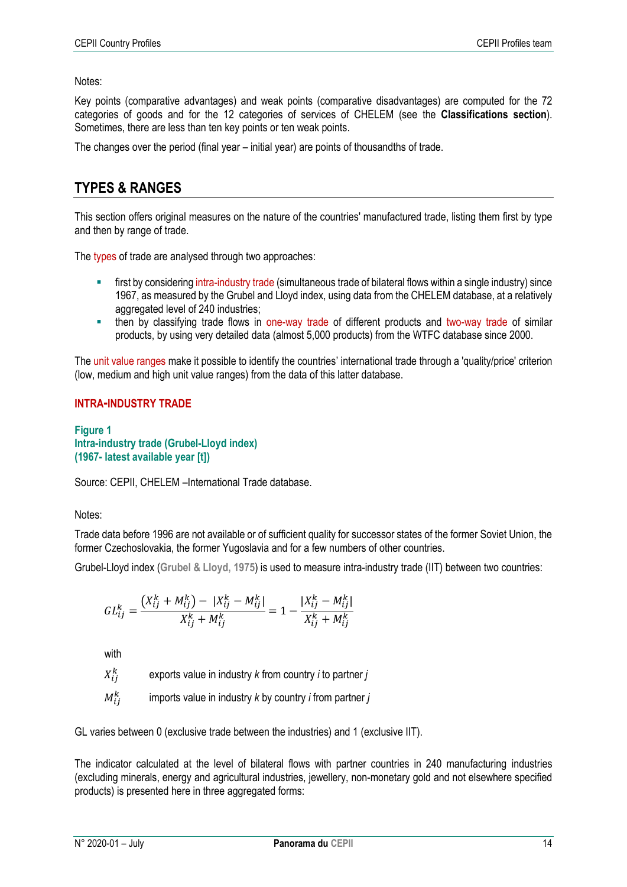Notes:

Key points (comparative advantages) and weak points (comparative disadvantages) are computed for the 72 categories of goods and for the 12 categories of services of CHELEM (see the **Classifications section**). Sometimes, there are less than ten key points or ten weak points.

The changes over the period (final year – initial year) are points of thousandths of trade.

## TYPES & RANGES

This section offers original measures on the nature of the countries' manufactured trade, listing them first by type and then by range of trade.

The types of trade are analysed through two approaches:

- first by considering intra-industry trade (simultaneous trade of bilateral flows within a single industry) since 1967, as measured by the Grubel and Lloyd index, using data from the CHELEM database, at a relatively aggregated level of 240 industries;
- then by classifying trade flows in one-way trade of different products and two-way trade of similar products, by using very detailed data (almost 5,000 products) from the WTFC database since 2000.

The unit value ranges make it possible to identify the countries' international trade through a 'quality/price' criterion (low, medium and high unit value ranges) from the data of this latter database.

### INTRA-INDUSTRY TRADE

**Figure 1**
**Intra-industry trade (Grubel-Lloyd index)**
**(1967- latest available year [t])**

Source: CEPII, CHELEM –International Trade database.

Notes:

Trade data before 1996 are not available or of sufficient quality for successor states of the former Soviet Union, the former Czechoslovakia, the former Yugoslavia and for a few numbers of other countries.

Grubel-Lloyd index (**Grubel & Lloyd, 1975**) is used to measure intra-industry trade (IIT) between two countries:

$$GL_{ij}^{k} = \frac{\left(X_{ij}^{k} + M_{ij}^{k}\right) - \left|X_{ij}^{k} - M_{ij}^{k}\right|}{X_{ij}^{k} + M_{ij}^{k}} = 1 - \frac{\left|X_{ij}^{k} - M_{ij}^{k}\right|}{X_{ij}^{k} + M_{ij}^{k}}$$

with

$X_{ij}^{k}$ exports value in industry *k* from country *i* to partner *j*

$M_{ij}^{k}$ imports value in industry *k* by country *i* from partner *j*

GL varies between 0 (exclusive trade between the industries) and 1 (exclusive IIT).

The indicator calculated at the level of bilateral flows with partner countries in 240 manufacturing industries (excluding minerals, energy and agricultural industries, jewellery, non-monetary gold and not elsewhere specified products) is presented here in three aggregated forms: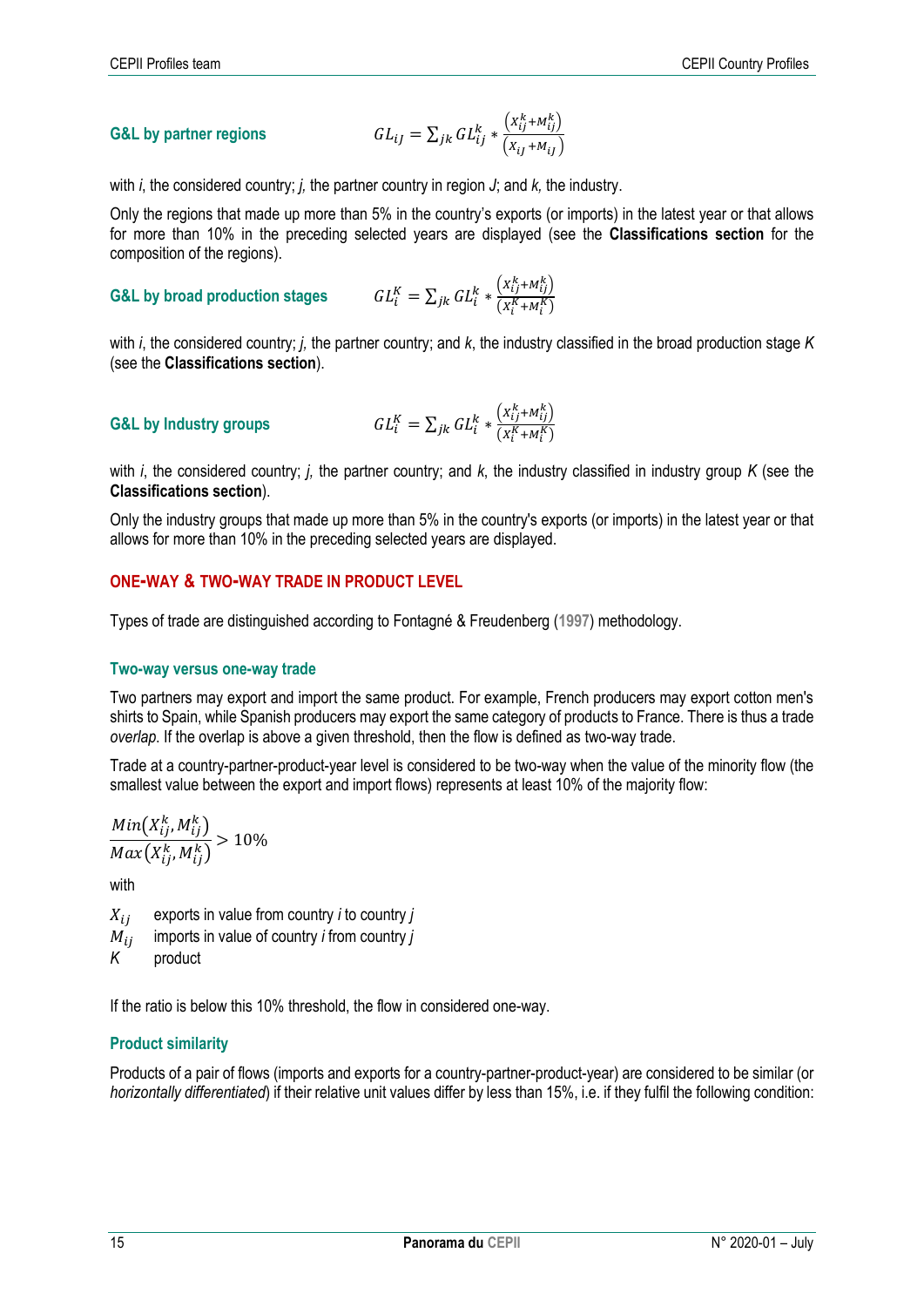**G&L by partner regions** $$GL_{iJ} = \sum_{jk} GL_{ij}^{k} * \frac{\left(X_{ij}^{k}+M_{ij}^{k}\right)}{\left(X_{iJ}+M_{iJ}\right)}$$

with *i*, the considered country; *j,* the partner country in region *J*; and *k,* the industry.

Only the regions that made up more than 5% in the country's exports (or imports) in the latest year or that allows for more than 10% in the preceding selected years are displayed (see the **Classifications section** for the composition of the regions).

**G&L by broad production stages** $$GL_{i}^{K} = \sum_{jk} GL_{i}^{k} * \frac{\left(X_{ij}^{k}+M_{ij}^{k}\right)}{\left(X_{i}^{K}+M_{i}^{K}\right)}$$

with *i*, the considered country; *j,* the partner country; and *k*, the industry classified in the broad production stage *K* (see the **Classifications section**).

**G&L by Industry groups** $$GL_{i}^{K} = \sum_{jk} GL_{i}^{k} * \frac{\left(X_{ij}^{k}+M_{ij}^{k}\right)}{\left(X_{i}^{K}+M_{i}^{K}\right)}$$

with *i*, the considered country; *j,* the partner country; and *k*, the industry classified in industry group *K* (see the **Classifications section**).

Only the industry groups that made up more than 5% in the country's exports (or imports) in the latest year or that allows for more than 10% in the preceding selected years are displayed.

## ONE-WAY & TWO-WAY TRADE IN PRODUCT LEVEL

Types of trade are distinguished according to Fontagné & Freudenberg (1997) methodology.

### Two-way versus one-way trade

Two partners may export and import the same product. For example, French producers may export cotton men's shirts to Spain, while Spanish producers may export the same category of products to France. There is thus a trade *overlap*. If the overlap is above a given threshold, then the flow is defined as two-way trade.

Trade at a country-partner-product-year level is considered to be two-way when the value of the minority flow (the smallest value between the export and import flows) represents at least 10% of the majority flow:

$$\frac{Min\left(X_{ij}^{k}, M_{ij}^{k}\right)}{Max\left(X_{ij}^{k}, M_{ij}^{k}\right)} > 10\%$$

with

- $X_{ij}$ exports in value from country *i* to country *j*
- $M_{ij}$ imports in value of country *i* from country *j*
- $K$ product

If the ratio is below this 10% threshold, the flow in considered one-way.

### Product similarity

Products of a pair of flows (imports and exports for a country-partner-product-year) are considered to be similar (or *horizontally differentiated*) if their relative unit values differ by less than 15%, i.e. if they fulfil the following condition: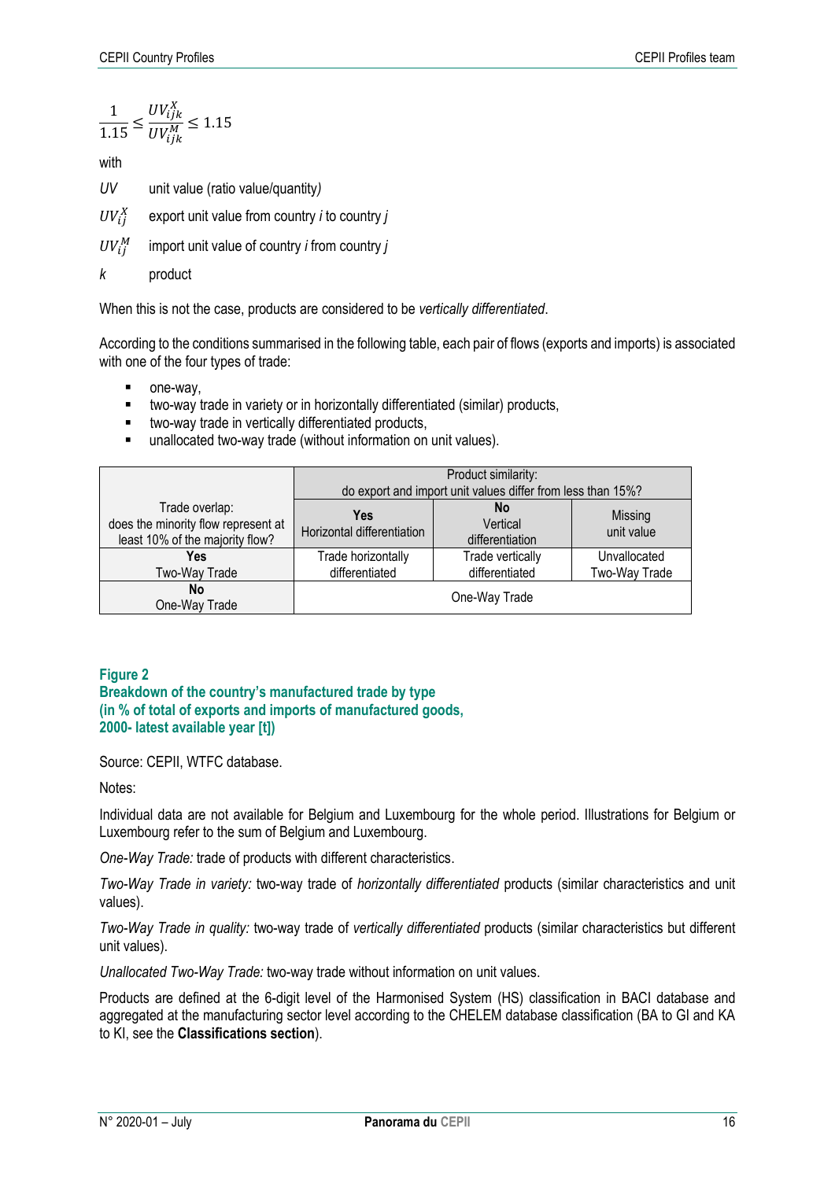$$\frac{1}{1.15} \leq \frac{UV_{ijk}^{X}}{UV_{ijk}^{M}} \leq 1.15$$

with

$UV$ unit value (ratio value/quantity)

$UV_{ij}^{X}$ export unit value from country *i* to country *j*

$UV_{ij}^{M}$ import unit value of country *i* from country *j*

$k$ product

When this is not the case, products are considered to be *vertically differentiated*.

According to the conditions summarised in the following table, each pair of flows (exports and imports) is associated with one of the four types of trade:

- one-way,
- two-way trade in variety or in horizontally differentiated (similar) products,
- two-way trade in vertically differentiated products,
- unallocated two-way trade (without information on unit values).

| Trade overlap: does the minority flow represent at least 10% of the majority flow? | Product similarity: do export and import unit values differ from less than 15%? | | |
|---|---|---|---|
| | **Yes** Horizontal differentiation | **No** Vertical differentiation | Missing unit value |
| **Yes** Two-Way Trade | Trade horizontally differentiated | Trade vertically differentiated | Unvallocated Two-Way Trade |
| **No** One-Way Trade | One-Way Trade | | |

**Figure 2**
**Breakdown of the country's manufactured trade by type (in % of total of exports and imports of manufactured goods, 2000- latest available year [t])**

Source: CEPII, WTFC database.

Notes:

Individual data are not available for Belgium and Luxembourg for the whole period. Illustrations for Belgium or Luxembourg refer to the sum of Belgium and Luxembourg.

*One-Way Trade:* trade of products with different characteristics.

*Two-Way Trade in variety:* two-way trade of *horizontally differentiated* products (similar characteristics and unit values).

*Two-Way Trade in quality:* two-way trade of *vertically differentiated* products (similar characteristics but different unit values).

*Unallocated Two-Way Trade:* two-way trade without information on unit values.

Products are defined at the 6-digit level of the Harmonised System (HS) classification in BACI database and aggregated at the manufacturing sector level according to the CHELEM database classification (BA to GI and KA to KI, see the **Classifications section**).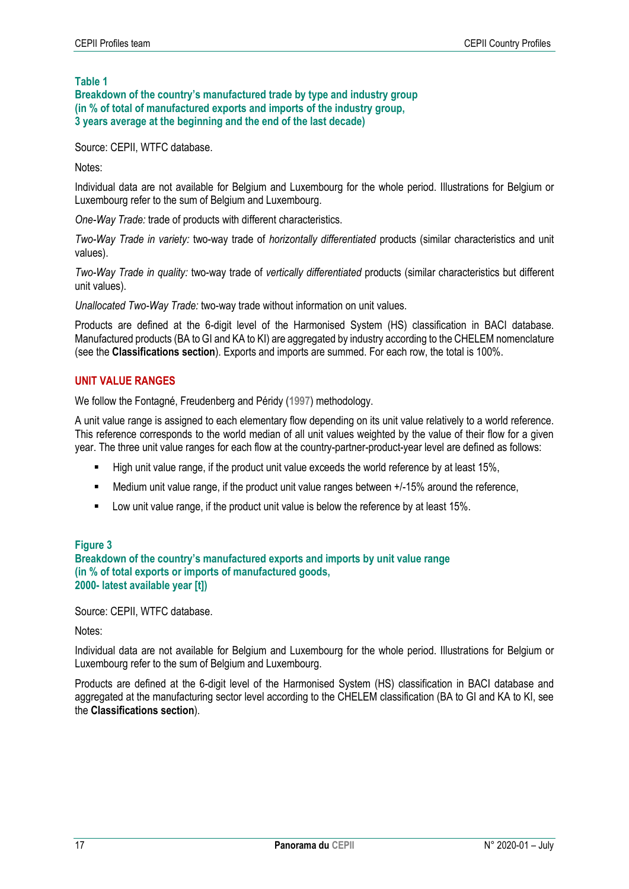**Table 1**
**Breakdown of the country's manufactured trade by type and industry group (in % of total of manufactured exports and imports of the industry group, 3 years average at the beginning and the end of the last decade)**

Source: CEPII, WTFC database.

Notes:

Individual data are not available for Belgium and Luxembourg for the whole period. Illustrations for Belgium or Luxembourg refer to the sum of Belgium and Luxembourg.

*One-Way Trade:* trade of products with different characteristics.

*Two-Way Trade in variety:* two-way trade of *horizontally differentiated* products (similar characteristics and unit values).

*Two-Way Trade in quality:* two-way trade of *vertically differentiated* products (similar characteristics but different unit values).

*Unallocated Two-Way Trade:* two-way trade without information on unit values.

Products are defined at the 6-digit level of the Harmonised System (HS) classification in BACI database. Manufactured products (BA to GI and KA to KI) are aggregated by industry according to the CHELEM nomenclature (see the **Classifications section**). Exports and imports are summed. For each row, the total is 100%.

## UNIT VALUE RANGES

We follow the Fontagné, Freudenberg and Péridy (1997) methodology.

A unit value range is assigned to each elementary flow depending on its unit value relatively to a world reference. This reference corresponds to the world median of all unit values weighted by the value of their flow for a given year. The three unit value ranges for each flow at the country-partner-product-year level are defined as follows:

- High unit value range, if the product unit value exceeds the world reference by at least 15%,
- Medium unit value range, if the product unit value ranges between +/-15% around the reference,
- Low unit value range, if the product unit value is below the reference by at least 15%.

**Figure 3**
**Breakdown of the country's manufactured exports and imports by unit value range (in % of total exports or imports of manufactured goods, 2000- latest available year [t])**

Source: CEPII, WTFC database.

Notes:

Individual data are not available for Belgium and Luxembourg for the whole period. Illustrations for Belgium or Luxembourg refer to the sum of Belgium and Luxembourg.

Products are defined at the 6-digit level of the Harmonised System (HS) classification in BACI database and aggregated at the manufacturing sector level according to the CHELEM classification (BA to GI and KA to KI, see the **Classifications section**).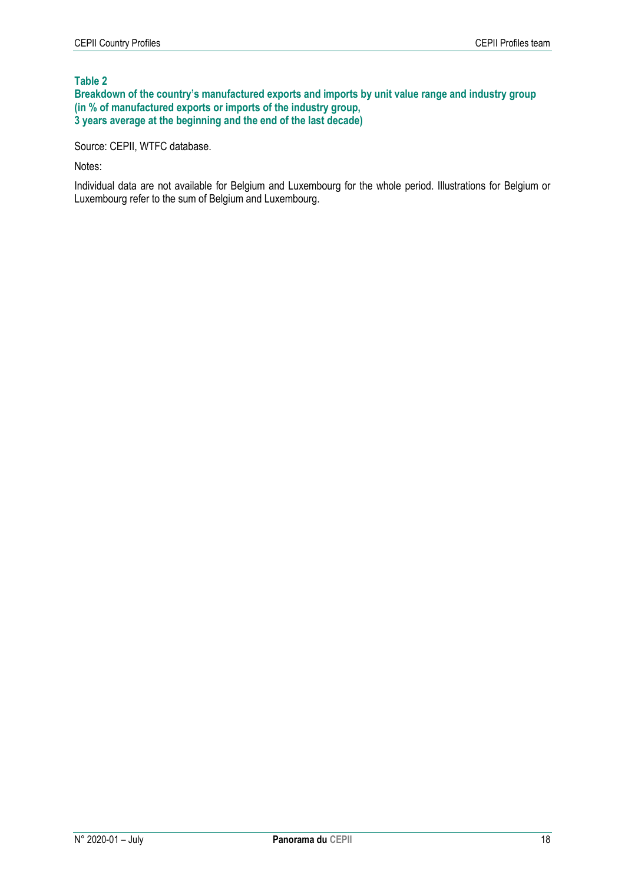**Table 2**
**Breakdown of the country's manufactured exports and imports by unit value range and industry group (in % of manufactured exports or imports of the industry group, 3 years average at the beginning and the end of the last decade)**

Source: CEPII, WTFC database.

Notes:

Individual data are not available for Belgium and Luxembourg for the whole period. Illustrations for Belgium or Luxembourg refer to the sum of Belgium and Luxembourg.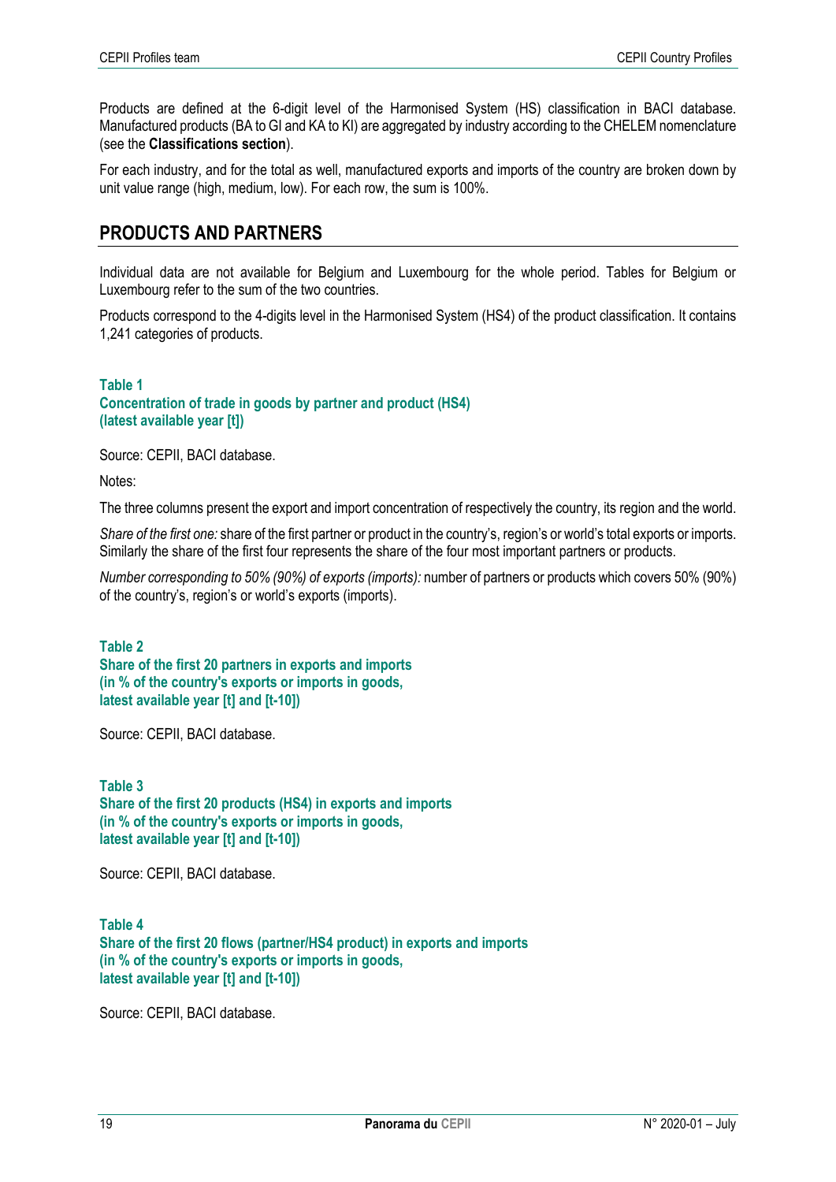Products are defined at the 6-digit level of the Harmonised System (HS) classification in BACI database. Manufactured products (BA to GI and KA to KI) are aggregated by industry according to the CHELEM nomenclature (see the **Classifications section**).

For each industry, and for the total as well, manufactured exports and imports of the country are broken down by unit value range (high, medium, low). For each row, the sum is 100%.

## PRODUCTS AND PARTNERS

Individual data are not available for Belgium and Luxembourg for the whole period. Tables for Belgium or Luxembourg refer to the sum of the two countries.

Products correspond to the 4-digits level in the Harmonised System (HS4) of the product classification. It contains 1,241 categories of products.

### Table 1
### Concentration of trade in goods by partner and product (HS4) (latest available year [t])

Source: CEPII, BACI database.

Notes:

The three columns present the export and import concentration of respectively the country, its region and the world.

*Share of the first one:* share of the first partner or product in the country's, region's or world's total exports or imports. Similarly the share of the first four represents the share of the four most important partners or products.

*Number corresponding to 50% (90%) of exports (imports):* number of partners or products which covers 50% (90%) of the country's, region's or world's exports (imports).

### Table 2
### Share of the first 20 partners in exports and imports (in % of the country's exports or imports in goods, latest available year [t] and [t-10])

Source: CEPII, BACI database.

### Table 3
### Share of the first 20 products (HS4) in exports and imports (in % of the country's exports or imports in goods, latest available year [t] and [t-10])

Source: CEPII, BACI database.

### Table 4
### Share of the first 20 flows (partner/HS4 product) in exports and imports (in % of the country's exports or imports in goods, latest available year [t] and [t-10])

Source: CEPII, BACI database.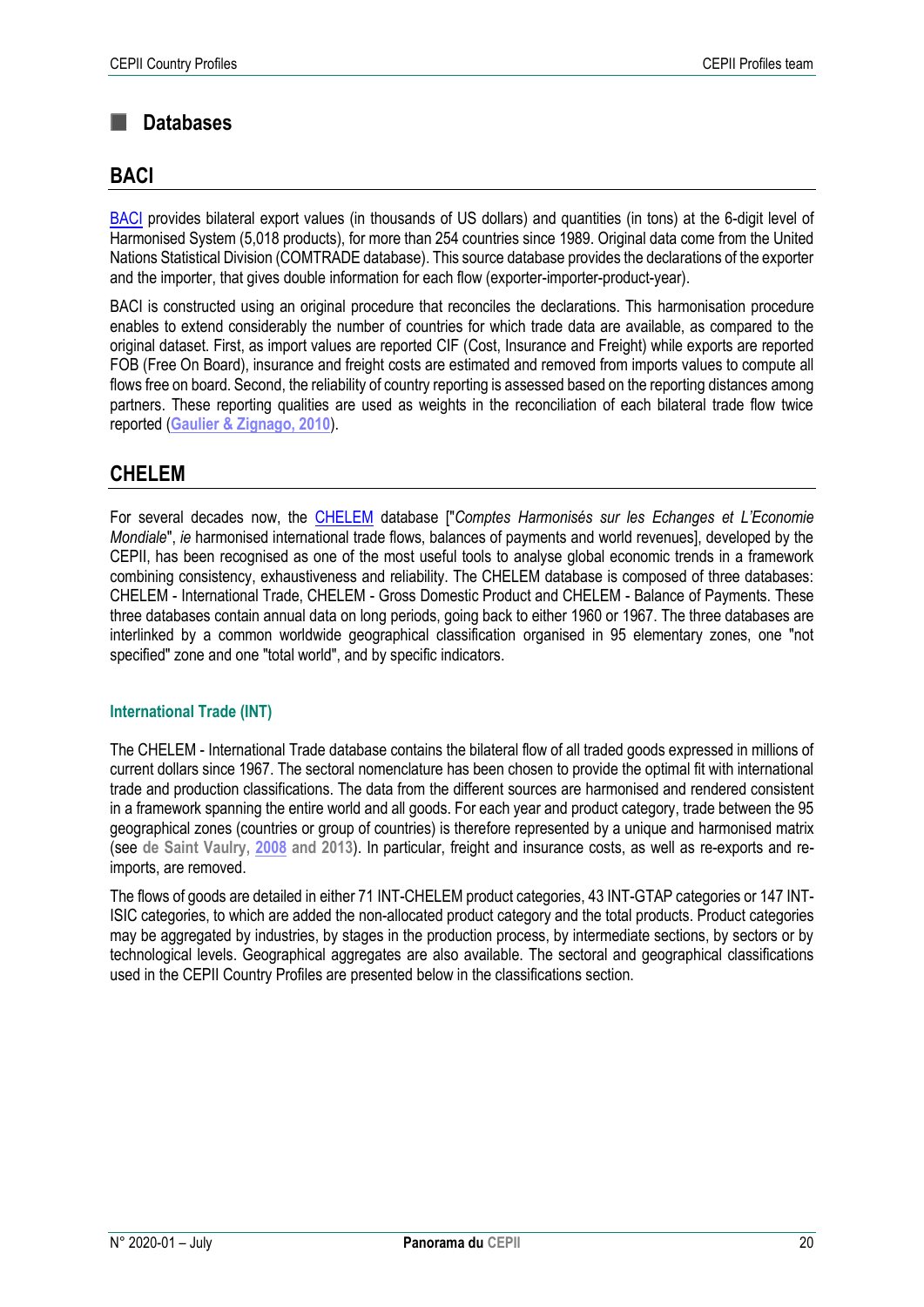# Databases

## BACI

BACI provides bilateral export values (in thousands of US dollars) and quantities (in tons) at the 6-digit level of Harmonised System (5,018 products), for more than 254 countries since 1989. Original data come from the United Nations Statistical Division (COMTRADE database). This source database provides the declarations of the exporter and the importer, that gives double information for each flow (exporter-importer-product-year).

BACI is constructed using an original procedure that reconciles the declarations. This harmonisation procedure enables to extend considerably the number of countries for which trade data are available, as compared to the original dataset. First, as import values are reported CIF (Cost, Insurance and Freight) while exports are reported FOB (Free On Board), insurance and freight costs are estimated and removed from imports values to compute all flows free on board. Second, the reliability of country reporting is assessed based on the reporting distances among partners. These reporting qualities are used as weights in the reconciliation of each bilateral trade flow twice reported (**Gaulier & Zignago, 2010**).

## CHELEM

For several decades now, the CHELEM database ["*Comptes Harmonisés sur les Echanges et L'Economie Mondiale*", *ie* harmonised international trade flows, balances of payments and world revenues], developed by the CEPII, has been recognised as one of the most useful tools to analyse global economic trends in a framework combining consistency, exhaustiveness and reliability. The CHELEM database is composed of three databases: CHELEM - International Trade, CHELEM - Gross Domestic Product and CHELEM - Balance of Payments. These three databases contain annual data on long periods, going back to either 1960 or 1967. The three databases are interlinked by a common worldwide geographical classification organised in 95 elementary zones, one "not specified" zone and one "total world", and by specific indicators.

### International Trade (INT)

The CHELEM - International Trade database contains the bilateral flow of all traded goods expressed in millions of current dollars since 1967. The sectoral nomenclature has been chosen to provide the optimal fit with international trade and production classifications. The data from the different sources are harmonised and rendered consistent in a framework spanning the entire world and all goods. For each year and product category, trade between the 95 geographical zones (countries or group of countries) is therefore represented by a unique and harmonised matrix (see **de Saint Vaulry, 2008 and 2013**). In particular, freight and insurance costs, as well as re-exports and re-imports, are removed.

The flows of goods are detailed in either 71 INT-CHELEM product categories, 43 INT-GTAP categories or 147 INT-ISIC categories, to which are added the non-allocated product category and the total products. Product categories may be aggregated by industries, by stages in the production process, by intermediate sections, by sectors or by technological levels. Geographical aggregates are also available. The sectoral and geographical classifications used in the CEPII Country Profiles are presented below in the classifications section.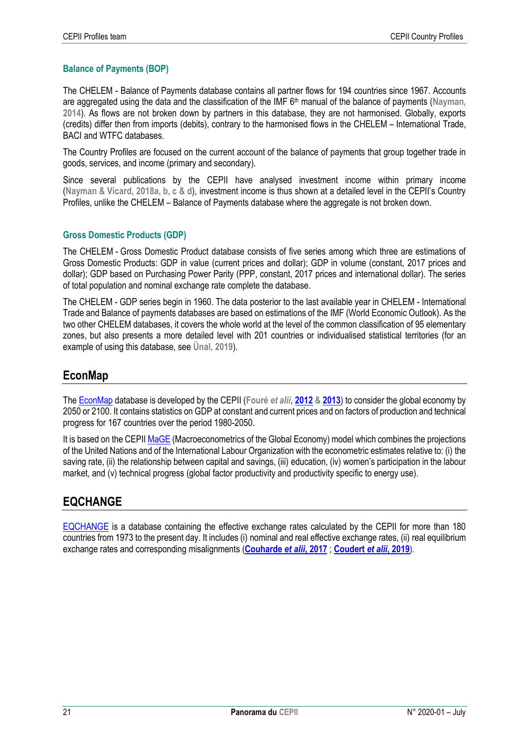### Balance of Payments (BOP)

The CHELEM - Balance of Payments database contains all partner flows for 194 countries since 1967. Accounts are aggregated using the data and the classification of the IMF 6th manual of the balance of payments (**Nayman, 2014**). As flows are not broken down by partners in this database, they are not harmonised. Globally, exports (credits) differ then from imports (debits), contrary to the harmonised flows in the CHELEM – International Trade, BACI and WTFC databases.

The Country Profiles are focused on the current account of the balance of payments that group together trade in goods, services, and income (primary and secondary).

Since several publications by the CEPII have analysed investment income within primary income (**Nayman & Vicard, 2018a, b, c & d**), investment income is thus shown at a detailed level in the CEPII's Country Profiles, unlike the CHELEM – Balance of Payments database where the aggregate is not broken down.

### Gross Domestic Products (GDP)

The CHELEM - Gross Domestic Product database consists of five series among which three are estimations of Gross Domestic Products: GDP in value (current prices and dollar); GDP in volume (constant, 2017 prices and dollar); GDP based on Purchasing Power Parity (PPP, constant, 2017 prices and international dollar). The series of total population and nominal exchange rate complete the database.

The CHELEM - GDP series begin in 1960. The data posterior to the last available year in CHELEM - International Trade and Balance of payments databases are based on estimations of the IMF (World Economic Outlook). As the two other CHELEM databases, it covers the whole world at the level of the common classification of 95 elementary zones, but also presents a more detailed level with 201 countries or individualised statistical territories (for an example of using this database, see **Ünal, 2019**).

## EconMap

The EconMap database is developed by the CEPII (**Fouré *et alii*, 2012 & 2013**) to consider the global economy by 2050 or 2100. It contains statistics on GDP at constant and current prices and on factors of production and technical progress for 167 countries over the period 1980-2050.

It is based on the CEPII MaGE (Macroeconometrics of the Global Economy) model which combines the projections of the United Nations and of the International Labour Organization with the econometric estimates relative to: (i) the saving rate, (ii) the relationship between capital and savings, (iii) education, (iv) women's participation in the labour market, and (v) technical progress (global factor productivity and productivity specific to energy use).

## EQCHANGE

EQCHANGE is a database containing the effective exchange rates calculated by the CEPII for more than 180 countries from 1973 to the present day. It includes (i) nominal and real effective exchange rates, (ii) real equilibrium exchange rates and corresponding misalignments (**Couharde *et alii*, 2017** ; **Coudert *et alii*, 2019**).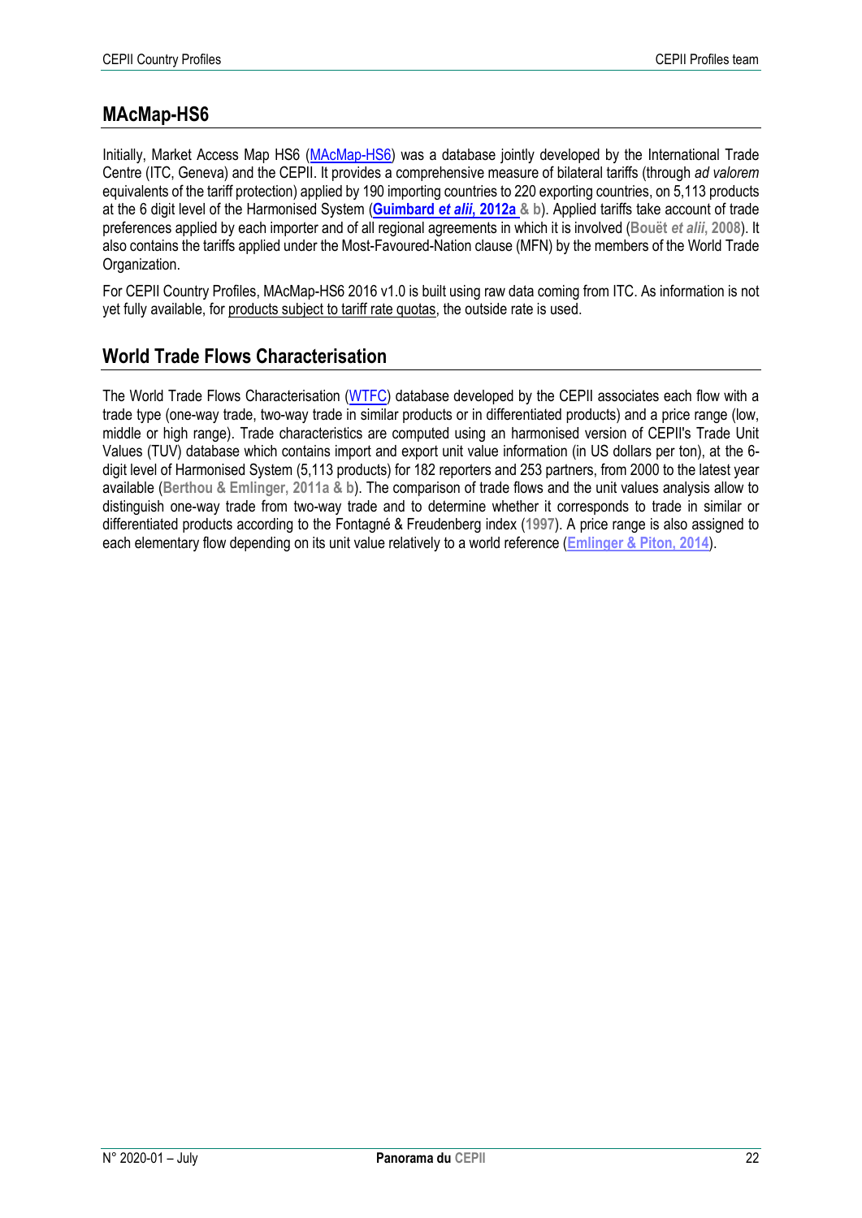## MAcMap-HS6

Initially, Market Access Map HS6 (MAcMap-HS6) was a database jointly developed by the International Trade Centre (ITC, Geneva) and the CEPII. It provides a comprehensive measure of bilateral tariffs (through *ad valorem* equivalents of the tariff protection) applied by 190 importing countries to 220 exporting countries, on 5,113 products at the 6 digit level of the Harmonised System (**Guimbard *et alii*, 2012a & b**). Applied tariffs take account of trade preferences applied by each importer and of all regional agreements in which it is involved (**Bouët *et alii*, 2008**). It also contains the tariffs applied under the Most-Favoured-Nation clause (MFN) by the members of the World Trade Organization.

For CEPII Country Profiles, MAcMap-HS6 2016 v1.0 is built using raw data coming from ITC. As information is not yet fully available, for products subject to tariff rate quotas, the outside rate is used.

## World Trade Flows Characterisation

The World Trade Flows Characterisation (WTFC) database developed by the CEPII associates each flow with a trade type (one-way trade, two-way trade in similar products or in differentiated products) and a price range (low, middle or high range). Trade characteristics are computed using an harmonised version of CEPII's Trade Unit Values (TUV) database which contains import and export unit value information (in US dollars per ton), at the 6-digit level of Harmonised System (5,113 products) for 182 reporters and 253 partners, from 2000 to the latest year available (**Berthou & Emlinger, 2011a & b**). The comparison of trade flows and the unit values analysis allow to distinguish one-way trade from two-way trade and to determine whether it corresponds to trade in similar or differentiated products according to the Fontagné & Freudenberg index (**1997**). A price range is also assigned to each elementary flow depending on its unit value relatively to a world reference (**Emlinger & Piton, 2014**).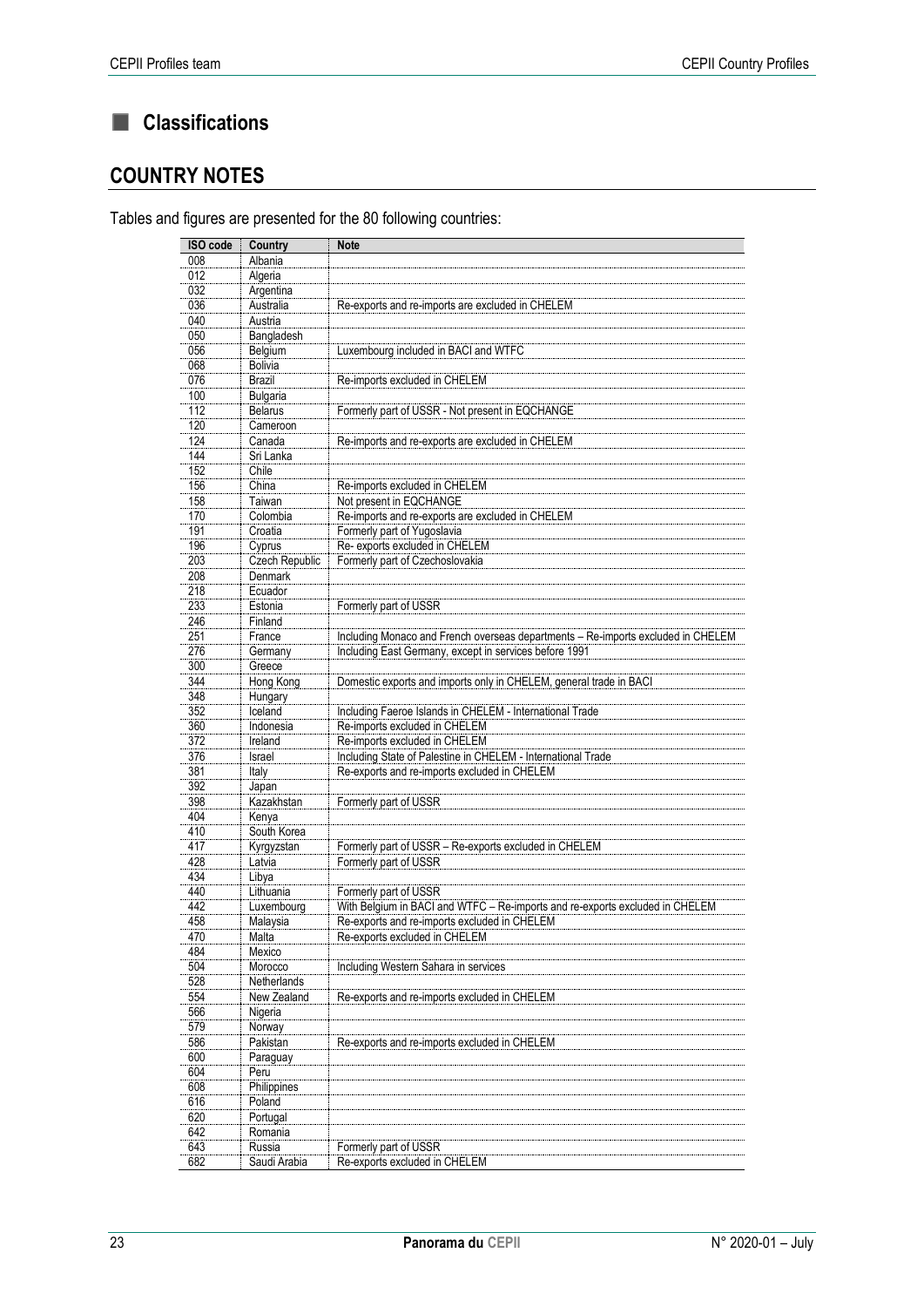## Classifications

## COUNTRY NOTES

Tables and figures are presented for the 80 following countries:

| ISO code | Country | Note |
|---|---|---|
| 008 | Albania | |
| 012 | Algeria | |
| 032 | Argentina | |
| 036 | Australia | Re-exports and re-imports are excluded in CHELEM |
| 040 | Austria | |
| 050 | Bangladesh | |
| 056 | Belgium | Luxembourg included in BACI and WTFC |
| 068 | Bolivia | |
| 076 | Brazil | Re-imports excluded in CHELEM |
| 100 | Bulgaria | |
| 112 | Belarus | Formerly part of USSR - Not present in EQCHANGE |
| 120 | Cameroon | |
| 124 | Canada | Re-imports and re-exports are excluded in CHELEM |
| 144 | Sri Lanka | |
| 152 | Chile | |
| 156 | China | Re-imports excluded in CHELEM |
| 158 | Taiwan | Not present in EQCHANGE |
| 170 | Colombia | Re-imports and re-exports are excluded in CHELEM |
| 191 | Croatia | Formerly part of Yugoslavia |
| 196 | Cyprus | Re- exports excluded in CHELEM |
| 203 | Czech Republic | Formerly part of Czechoslovakia |
| 208 | Denmark | |
| 218 | Ecuador | |
| 233 | Estonia | Formerly part of USSR |
| 246 | Finland | |
| 251 | France | Including Monaco and French overseas departments – Re-imports excluded in CHELEM |
| 276 | Germany | Including East Germany, except in services before 1991 |
| 300 | Greece | |
| 344 | Hong Kong | Domestic exports and imports only in CHELEM, general trade in BACI |
| 348 | Hungary | |
| 352 | Iceland | Including Faeroe Islands in CHELEM - International Trade |
| 360 | Indonesia | Re-imports excluded in CHELEM |
| 372 | Ireland | Re-imports excluded in CHELEM |
| 376 | Israel | Including State of Palestine in CHELEM - International Trade |
| 381 | Italy | Re-exports and re-imports excluded in CHELEM |
| 392 | Japan | |
| 398 | Kazakhstan | Formerly part of USSR |
| 404 | Kenya | |
| 410 | South Korea | |
| 417 | Kyrgyzstan | Formerly part of USSR – Re-exports excluded in CHELEM |
| 428 | Latvia | Formerly part of USSR |
| 434 | Libya | |
| 440 | Lithuania | Formerly part of USSR |
| 442 | Luxembourg | With Belgium in BACI and WTFC – Re-imports and re-exports excluded in CHELEM |
| 458 | Malaysia | Re-exports and re-imports excluded in CHELEM |
| 470 | Malta | Re-exports excluded in CHELEM |
| 484 | Mexico | |
| 504 | Morocco | Including Western Sahara in services |
| 528 | Netherlands | |
| 554 | New Zealand | Re-exports and re-imports excluded in CHELEM |
| 566 | Nigeria | |
| 579 | Norway | |
| 586 | Pakistan | Re-exports and re-imports excluded in CHELEM |
| 600 | Paraguay | |
| 604 | Peru | |
| 608 | Philippines | |
| 616 | Poland | |
| 620 | Portugal | |
| 642 | Romania | |
| 643 | Russia | Formerly part of USSR |
| 682 | Saudi Arabia | Re-exports excluded in CHELEM |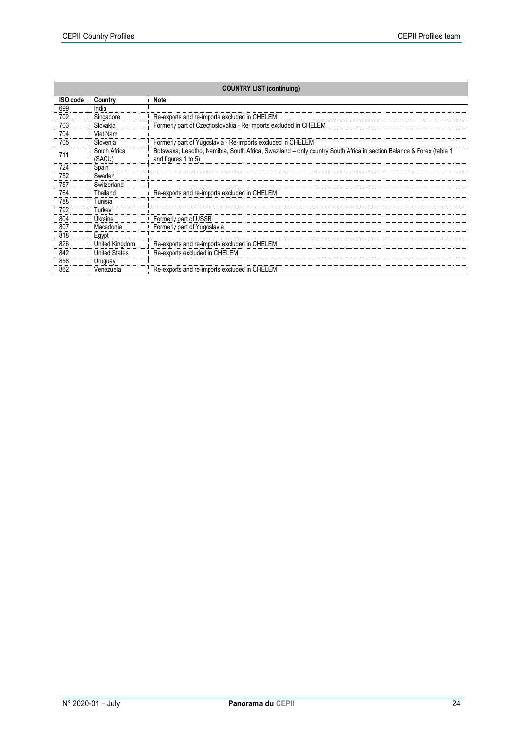| COUNTRY LIST (continuing) | | |
|---|---|---|
| **ISO code** | **Country** | **Note** |
| 699 | India | |
| 702 | Singapore | Re-exports and re-imports excluded in CHELEM |
| 703 | Slovakia | Formerly part of Czechoslovakia - Re-imports excluded in CHELEM |
| 704 | Viet Nam | |
| 705 | Slovenia | Formerly part of Yugoslavia - Re-imports excluded in CHELEM |
| 711 | South Africa (SACU) | Botswana, Lesotho, Namibia, South Africa, Swaziland – only country South Africa in section Balance & Forex (table 1 and figures 1 to 5) |
| 724 | Spain | |
| 752 | Sweden | |
| 757 | Switzerland | |
| 764 | Thailand | Re-exports and re-imports excluded in CHELEM |
| 788 | Tunisia | |
| 792 | Turkey | |
| 804 | Ukraine | Formerly part of USSR |
| 807 | Macedonia | Formerly part of Yugoslavia |
| 818 | Egypt | |
| 826 | United Kingdom | Re-exports and re-imports excluded in CHELEM |
| 842 | United States | Re-exports excluded in CHELEM |
| 858 | Uruguay | |
| 862 | Venezuela | Re-exports and re-imports excluded in CHELEM |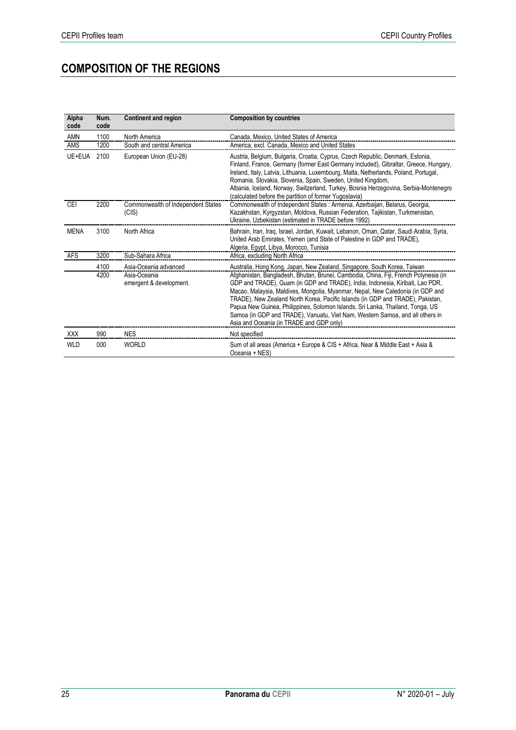# COMPOSITION OF THE REGIONS

| Alpha code | Num. code | Continent and region | Composition by countries |
|---|---|---|---|
| AMN | 1100 | North America | Canada, Mexico, United States of America |
| AMS | 1200 | South and central America | America, excl. Canada, Mexico and United States |
| UE+EUA | 2100 | European Union (EU-28) | Austria, Belgium, Bulgaria, Croatia, Cyprus, Czech Republic, Denmark, Estonia, Finland, France, Germany (former East Germany included), Gibraltar, Greece, Hungary, Ireland, Italy, Latvia, Lithuania, Luxembourg, Malta, Netherlands, Poland, Portugal, Romania, Slovakia, Slovenia, Spain, Sweden, United Kingdom, Albania, Iceland, Norway, Switzerland, Turkey, Bosnia Herzegovina, Serbia-Montenegro (calculated before the partition of former Yugoslavia) |
| CEI | 2200 | Commonwealth of Independent States (CIS) | Commonwealth of Independent States : Armenia, Azerbaijan, Belarus, Georgia, Kazakhstan, Kyrgyzstan, Moldova, Russian Federation, Tajikistan, Turkmenistan, Ukraine, Uzbekistan (estimated in TRADE before 1992) |
| MENA | 3100 | North Africa | Bahrain, Iran, Iraq, Israel, Jordan, Kuwait, Lebanon, Oman, Qatar, Saudi Arabia, Syria, United Arab Emirates, Yemen (and State of Palestine in GDP and TRADE), Algeria, Egypt, Libya, Morocco, Tunisia |
| AFS | 3200 | Sub-Sahara Africa | Africa, excluding North Africa |
| | 4100 | Asia-Oceania advanced | Australia, Hong Kong, Japan, New Zealand, Singapore, South Korea, Taiwan |
| | 4200 | Asia-Oceania emergent & development. | Afghanistan, Bangladesh, Bhutan, Brunei, Cambodia, China, Fiji, French Polynesia (in GDP and TRADE), Guam (in GDP and TRADE), India, Indonesia, Kiribati, Lao PDR, Macao, Malaysia, Maldives, Mongolia, Myanmar, Nepal, New Caledonia (in GDP and TRADE), New Zealand North Korea, Pacific Islands (in GDP and TRADE), Pakistan, Papua New Guinea, Philippines, Solomon Islands, Sri Lanka, Thailand, Tonga, US Samoa (in GDP and TRADE), Vanuatu, Viet Nam, Western Samoa, and all others in Asia and Oceania (in TRADE and GDP only) |
| XXX | 990 | NES | Not specified |
| WLD | 000 | WORLD | Sum of all areas (America + Europe & CIS + Africa, Near & Middle East + Asia & Oceania + NES) |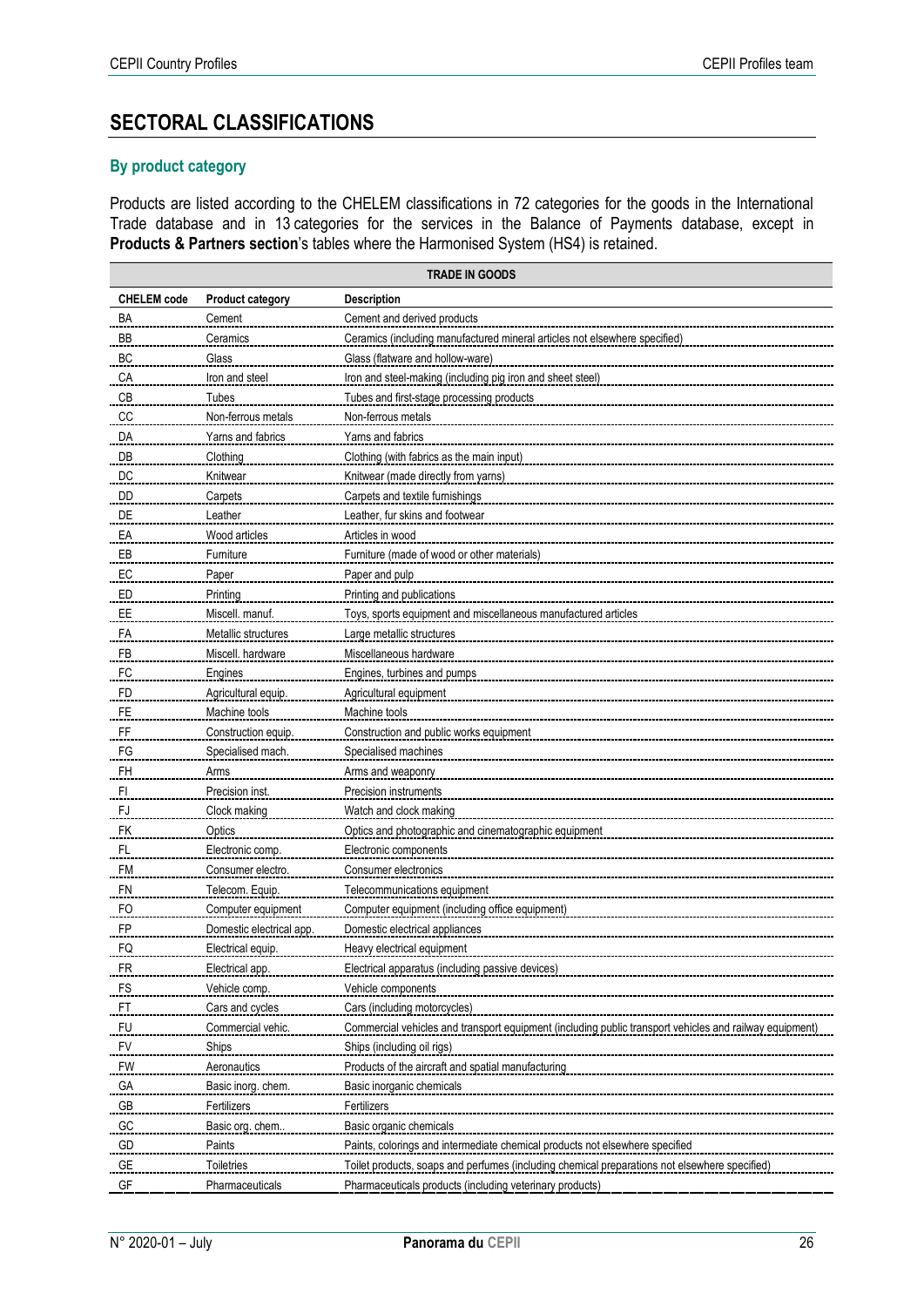# SECTORAL CLASSIFICATIONS

## By product category

Products are listed according to the CHELEM classifications in 72 categories for the goods in the International Trade database and in 13 categories for the services in the Balance of Payments database, except in **Products & Partners section**'s tables where the Harmonised System (HS4) is retained.

| TRADE IN GOODS | | |
|---|---|---|
| **CHELEM code** | **Product category** | **Description** |
| BA | Cement | Cement and derived products |
| BB | Ceramics | Ceramics (including manufactured mineral articles not elsewhere specified) |
| BC | Glass | Glass (flatware and hollow-ware) |
| CA | Iron and steel | Iron and steel-making (including pig iron and sheet steel) |
| CB | Tubes | Tubes and first-stage processing products |
| CC | Non-ferrous metals | Non-ferrous metals |
| DA | Yarns and fabrics | Yarns and fabrics |
| DB | Clothing | Clothing (with fabrics as the main input) |
| DC | Knitwear | Knitwear (made directly from yarns) |
| DD | Carpets | Carpets and textile furnishings |
| DE | Leather | Leather, fur skins and footwear |
| EA | Wood articles | Articles in wood |
| EB | Furniture | Furniture (made of wood or other materials) |
| EC | Paper | Paper and pulp |
| ED | Printing | Printing and publications |
| EE | Miscell. manuf. | Toys, sports equipment and miscellaneous manufactured articles |
| FA | Metallic structures | Large metallic structures |
| FB | Miscell. hardware | Miscellaneous hardware |
| FC | Engines | Engines, turbines and pumps |
| FD | Agricultural equip. | Agricultural equipment |
| FE | Machine tools | Machine tools |
| FF | Construction equip. | Construction and public works equipment |
| FG | Specialised mach. | Specialised machines |
| FH | Arms | Arms and weaponry |
| FI | Precision inst. | Precision instruments |
| FJ | Clock making | Watch and clock making |
| FK | Optics | Optics and photographic and cinematographic equipment |
| FL | Electronic comp. | Electronic components |
| FM | Consumer electro. | Consumer electronics |
| FN | Telecom. Equip. | Telecommunications equipment |
| FO | Computer equipment | Computer equipment (including office equipment) |
| FP | Domestic electrical app. | Domestic electrical appliances |
| FQ | Electrical equip. | Heavy electrical equipment |
| FR | Electrical app. | Electrical apparatus (including passive devices) |
| FS | Vehicle comp. | Vehicle components |
| FT | Cars and cycles | Cars (including motorcycles) |
| FU | Commercial vehic. | Commercial vehicles and transport equipment (including public transport vehicles and railway equipment) |
| FV | Ships | Ships (including oil rigs) |
| FW | Aeronautics | Products of the aircraft and spatial manufacturing |
| GA | Basic inorg. chem. | Basic inorganic chemicals |
| GB | Fertilizers | Fertilizers |
| GC | Basic org. chem.. | Basic organic chemicals |
| GD | Paints | Paints, colorings and intermediate chemical products not elsewhere specified |
| GE | Toiletries | Toilet products, soaps and perfumes (including chemical preparations not elsewhere specified) |
| GF | Pharmaceuticals | Pharmaceuticals products (including veterinary products) |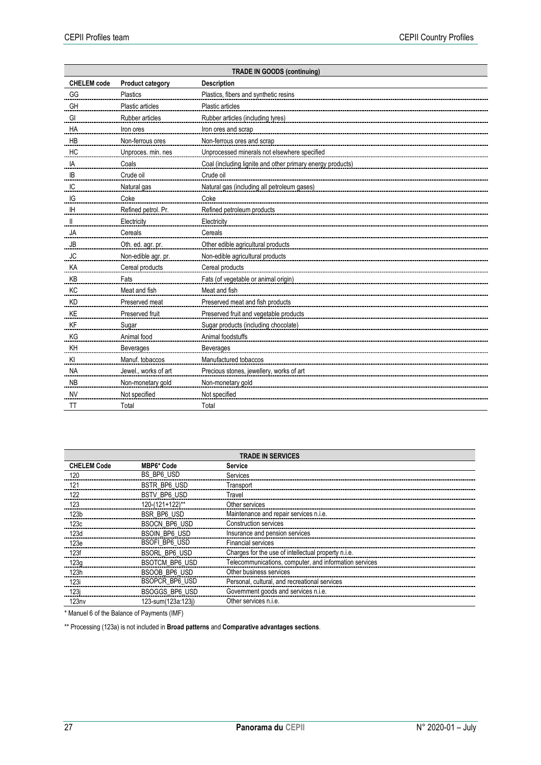| TRADE IN GOODS (continuing) | | |
|---|---|---|
| **CHELEM code** | **Product category** | **Description** |
| GG | Plastics | Plastics, fibers and synthetic resins |
| GH | Plastic articles | Plastic articles |
| GI | Rubber articles | Rubber articles (including tyres) |
| HA | Iron ores | Iron ores and scrap |
| HB | Non-ferrous ores | Non-ferrous ores and scrap |
| HC | Unproces. min. nes | Unprocessed minerals not elsewhere specified |
| IA | Coals | Coal (including lignite and other primary energy products) |
| IB | Crude oil | Crude oil |
| IC | Natural gas | Natural gas (including all petroleum gases) |
| IG | Coke | Coke |
| IH | Refined petrol. Pr. | Refined petroleum products |
| II | Electricity | Electricity |
| JA | Cereals | Cereals |
| JB | Oth. ed. agr. pr. | Other edible agricultural products |
| JC | Non-edible agr. pr. | Non-edible agricultural products |
| KA | Cereal products | Cereal products |
| KB | Fats | Fats (of vegetable or animal origin) |
| KC | Meat and fish | Meat and fish |
| KD | Preserved meat | Preserved meat and fish products |
| KE | Preserved fruit | Preserved fruit and vegetable products |
| KF | Sugar | Sugar products (including chocolate) |
| KG | Animal food | Animal foodstuffs |
| KH | Beverages | Beverages |
| KI | Manuf. tobaccos | Manufactured tobaccos |
| NA | Jewel., works of art | Precious stones, jewellery, works of art |
| NB | Non-monetary gold | Non-monetary gold |
| NV | Not specified | Not specified |
| TT | Total | Total |

| TRADE IN SERVICES | | |
|---|---|---|
| **CHELEM Code** | **MBP6* Code** | **Service** |
| 120 | BS_BP6_USD | Services |
| 121 | BSTR_BP6_USD | Transport |
| 122 | BSTV_BP6_USD | Travel |
| 123 | 120-(121+122)** | Other services |
| 123b | BSR_BP6_USD | Maintenance and repair services n.i.e. |
| 123c | BSOCN_BP6_USD | Construction services |
| 123d | BSOIN_BP6_USD | Insurance and pension services |
| 123e | BSOFI_BP6_USD | Financial services |
| 123f | BSORL_BP6_USD | Charges for the use of intellectual property n.i.e. |
| 123g | BSOTCM_BP6_USD | Telecommunications, computer, and information services |
| 123h | BSOOB_BP6_USD | Other business services |
| 123i | BSOPCR_BP6_USD | Personal, cultural, and recreational services |
| 123j | BSOGGS_BP6_USD | Government goods and services n.i.e. |
| 123nv | 123-sum(123a:123j) | Other services n.i.e. |

\* Manuel 6 of the Balance of Payments (IMF)

\*\* Processing (123a) is not included in **Broad patterns** and **Comparative advantages sections**.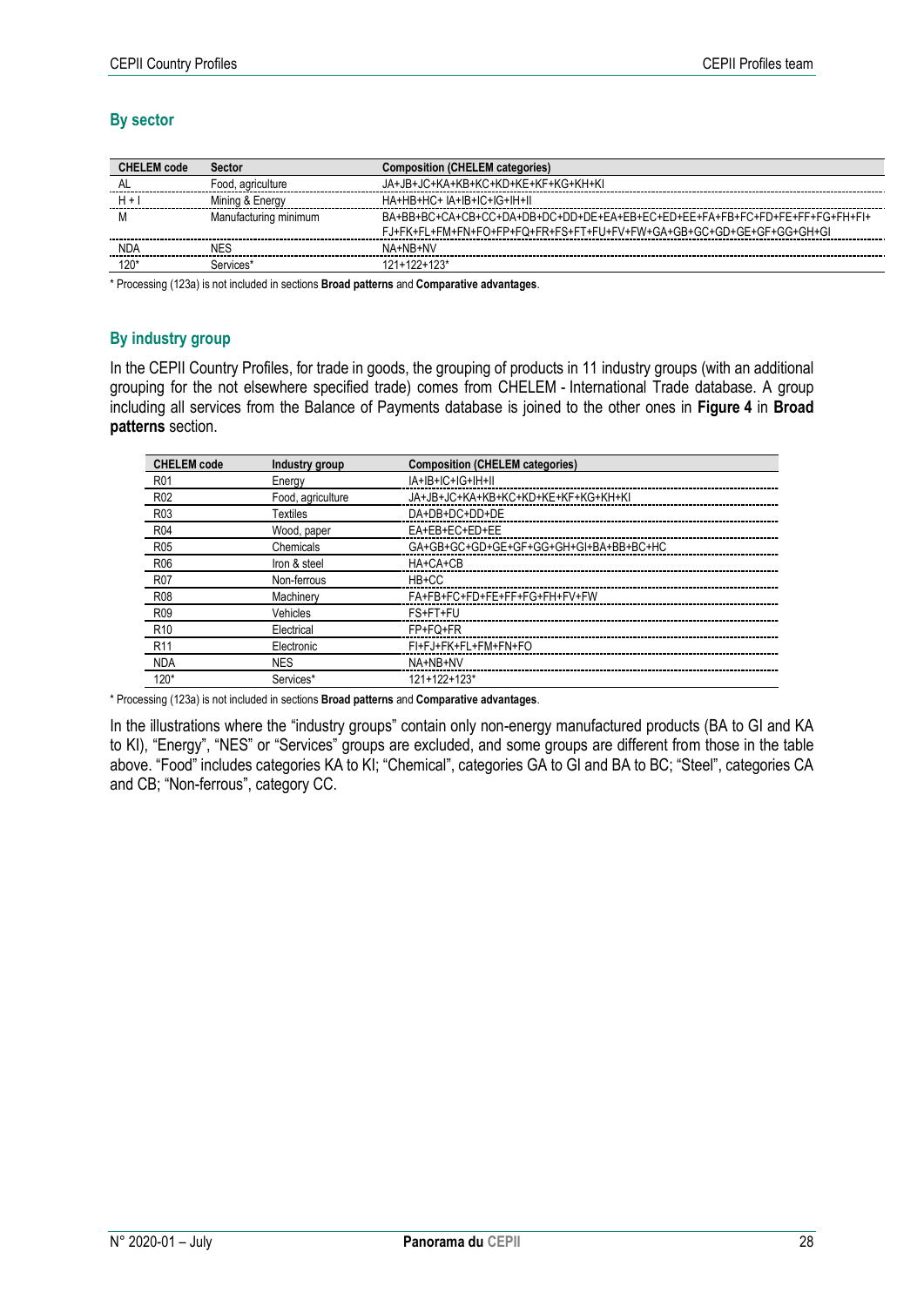### By sector

| CHELEM code | Sector | Composition (CHELEM categories) |
|---|---|---|
| AL | Food, agriculture | JA+JB+JC+KA+KB+KC+KD+KE+KF+KG+KH+KI |
| H + I | Mining & Energy | HA+HB+HC+ IA+IB+IC+IG+IH+II |
| M | Manufacturing minimum | BA+BB+BC+CA+CB+CC+DA+DB+DC+DD+DE+EA+EB+EC+ED+EE+FA+FB+FC+FD+FE+FF+FG+FH+FI+ FJ+FK+FL+FM+FN+FO+FP+FQ+FR+FS+FT+FU+FV+FW+GA+GB+GC+GD+GE+GF+GG+GH+GI |
| NDA | NES | NA+NB+NV |
| 120* | Services* | 121+122+123* |

\* Processing (123a) is not included in sections **Broad patterns** and **Comparative advantages**.

### By industry group

In the CEPII Country Profiles, for trade in goods, the grouping of products in 11 industry groups (with an additional grouping for the not elsewhere specified trade) comes from CHELEM - International Trade database. A group including all services from the Balance of Payments database is joined to the other ones in **Figure 4** in **Broad patterns** section.

| CHELEM code | Industry group | Composition (CHELEM categories) |
|---|---|---|
| R01 | Energy | IA+IB+IC+IG+IH+II |
| R02 | Food, agriculture | JA+JB+JC+KA+KB+KC+KD+KE+KF+KG+KH+KI |
| R03 | Textiles | DA+DB+DC+DD+DE |
| R04 | Wood, paper | EA+EB+EC+ED+EE |
| R05 | Chemicals | GA+GB+GC+GD+GE+GF+GG+GH+GI+BA+BB+BC+HC |
| R06 | Iron & steel | HA+CA+CB |
| R07 | Non-ferrous | HB+CC |
| R08 | Machinery | FA+FB+FC+FD+FE+FF+FG+FH+FV+FW |
| R09 | Vehicles | FS+FT+FU |
| R10 | Electrical | FP+FQ+FR |
| R11 | Electronic | FI+FJ+FK+FL+FM+FN+FO |
| NDA | NES | NA+NB+NV |
| 120* | Services* | 121+122+123* |

\* Processing (123a) is not included in sections **Broad patterns** and **Comparative advantages**.

In the illustrations where the "industry groups" contain only non-energy manufactured products (BA to GI and KA to KI), "Energy", "NES" or "Services" groups are excluded, and some groups are different from those in the table above. "Food" includes categories KA to KI; "Chemical", categories GA to GI and BA to BC; "Steel", categories CA and CB; "Non-ferrous", category CC.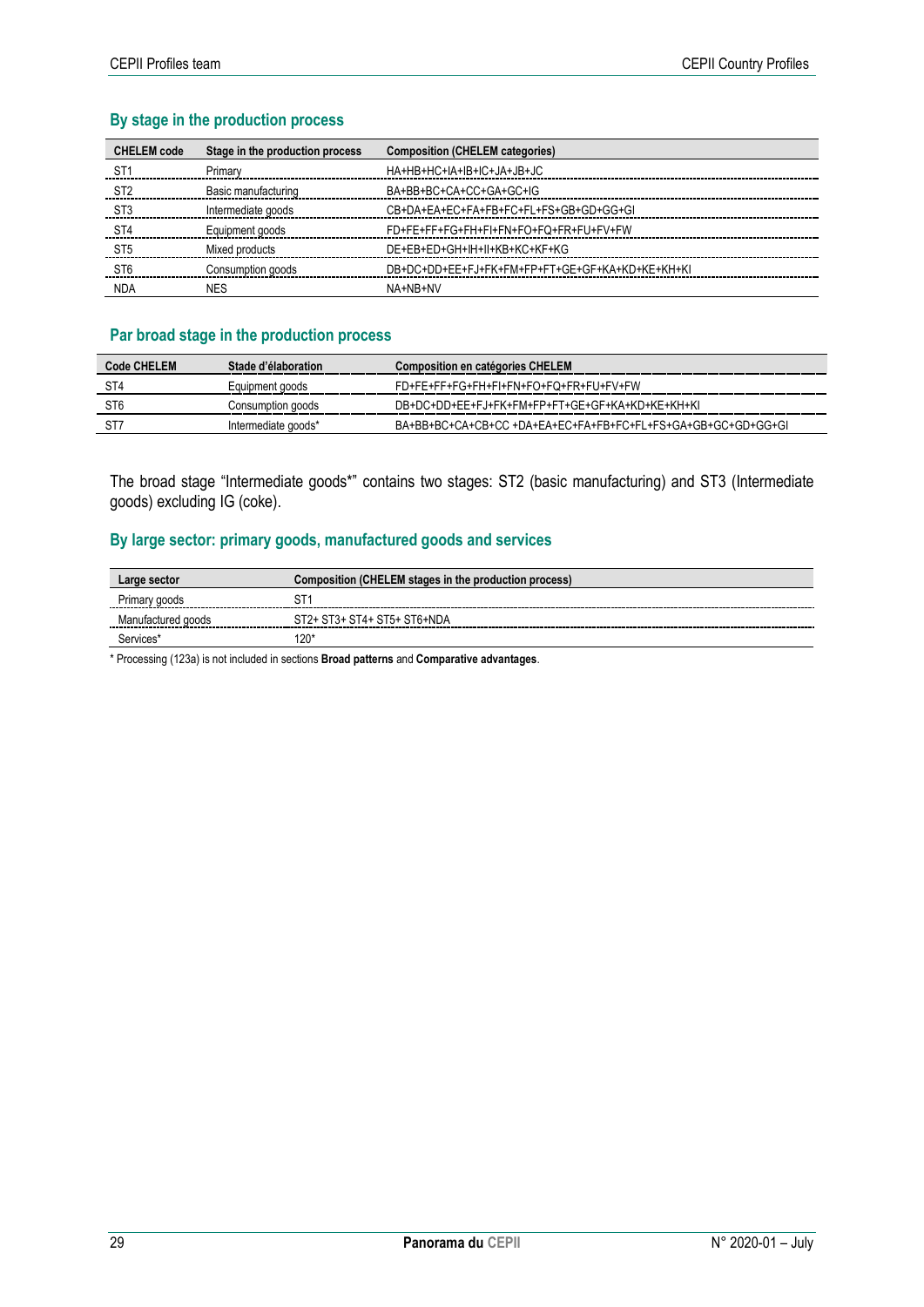### By stage in the production process

| CHELEM code | Stage in the production process | Composition (CHELEM categories) |
|---|---|---|
| ST1 | Primary | HA+HB+HC+IA+IB+IC+JA+JB+JC |
| ST2 | Basic manufacturing | BA+BB+BC+CA+CC+GA+GC+IG |
| ST3 | Intermediate goods | CB+DA+EA+EC+FA+FB+FC+FL+FS+GB+GD+GG+GI |
| ST4 | Equipment goods | FD+FE+FF+FG+FH+FI+FN+FO+FQ+FR+FU+FV+FW |
| ST5 | Mixed products | DE+EB+ED+GH+IH+II+KB+KC+KF+KG |
| ST6 | Consumption goods | DB+DC+DD+EE+FJ+FK+FM+FP+FT+GE+GF+KA+KD+KE+KH+KI |
| NDA | NES | NA+NB+NV |

### Par broad stage in the production process

| Code CHELEM | Stade d'élaboration | Composition en catégories CHELEM |
|---|---|---|
| ST4 | Equipment goods | FD+FE+FF+FG+FH+FI+FN+FO+FQ+FR+FU+FV+FW |
| ST6 | Consumption goods | DB+DC+DD+EE+FJ+FK+FM+FP+FT+GE+GF+KA+KD+KE+KH+KI |
| ST7 | Intermediate goods* | BA+BB+BC+CA+CB+CC +DA+EA+EC+FA+FB+FC+FL+FS+GA+GB+GC+GD+GG+GI |

The broad stage "Intermediate goods*" contains two stages: ST2 (basic manufacturing) and ST3 (Intermediate goods) excluding IG (coke).

### By large sector: primary goods, manufactured goods and services

| Large sector | Composition (CHELEM stages in the production process) |
|---|---|
| Primary goods | ST1 |
| Manufactured goods | ST2+ ST3+ ST4+ ST5+ ST6+NDA |
| Services* | 120* |

* Processing (123a) is not included in sections **Broad patterns** and **Comparative advantages**.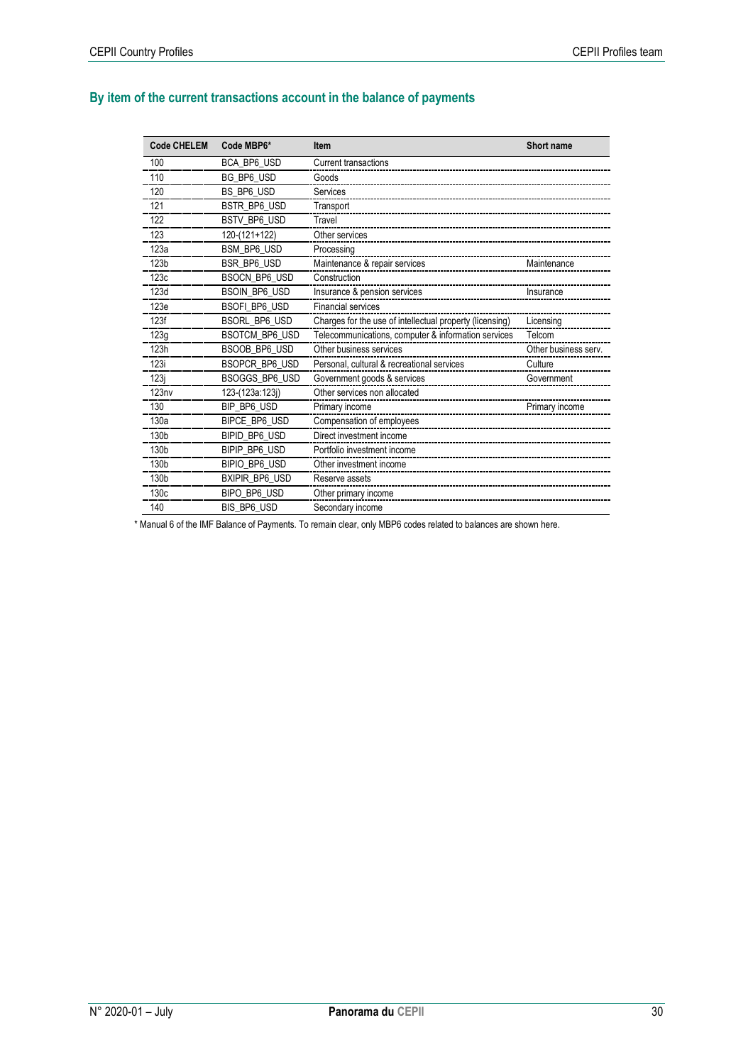## By item of the current transactions account in the balance of payments

| Code CHELEM | Code MBP6* | Item | Short name |
|---|---|---|---|
| 100 | BCA_BP6_USD | Current transactions | |
| 110 | BG_BP6_USD | Goods | |
| 120 | BS_BP6_USD | Services | |
| 121 | BSTR_BP6_USD | Transport | |
| 122 | BSTV_BP6_USD | Travel | |
| 123 | 120-(121+122) | Other services | |
| 123a | BSM_BP6_USD | Processing | |
| 123b | BSR_BP6_USD | Maintenance & repair services | Maintenance |
| 123c | BSOCN_BP6_USD | Construction | |
| 123d | BSOIN_BP6_USD | Insurance & pension services | Insurance |
| 123e | BSOFI_BP6_USD | Financial services | |
| 123f | BSORL_BP6_USD | Charges for the use of intellectual property (licensing) | Licensing |
| 123g | BSOTCM_BP6_USD | Telecommunications, computer & information services | Telcom |
| 123h | BSOOB_BP6_USD | Other business services | Other business serv. |
| 123i | BSOPCR_BP6_USD | Personal, cultural & recreational services | Culture |
| 123j | BSOGGS_BP6_USD | Government goods & services | Government |
| 123nv | 123-(123a:123j) | Other services non allocated | |
| 130 | BIP_BP6_USD | Primary income | Primary income |
| 130a | BIPCE_BP6_USD | Compensation of employees | |
| 130b | BIPID_BP6_USD | Direct investment income | |
| 130b | BIPIP_BP6_USD | Portfolio investment income | |
| 130b | BIPIO_BP6_USD | Other investment income | |
| 130b | BXIPIR_BP6_USD | Reserve assets | |
| 130c | BIPO_BP6_USD | Other primary income | |
| 140 | BIS_BP6_USD | Secondary income | |

* Manual 6 of the IMF Balance of Payments. To remain clear, only MBP6 codes related to balances are shown here.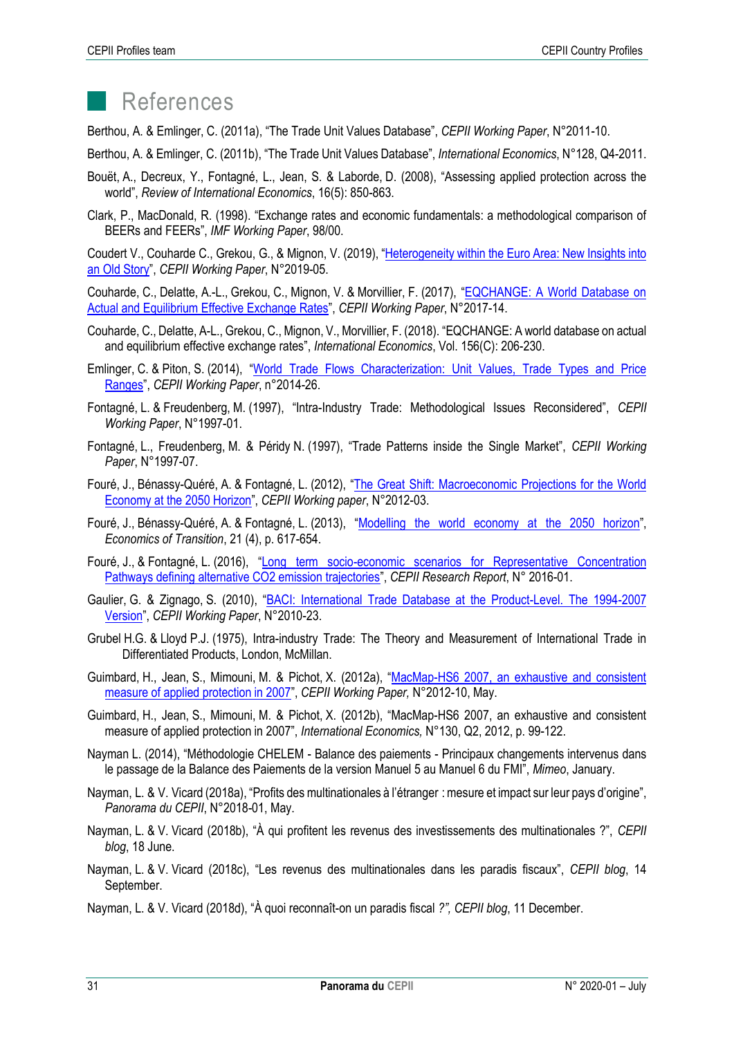# References

Berthou, A. & Emlinger, C. (2011a), "The Trade Unit Values Database", *CEPII Working Paper*, N°2011-10.

Berthou, A. & Emlinger, C. (2011b), "The Trade Unit Values Database", *International Economics*, N°128, Q4-2011.

Bouët, A., Decreux, Y., Fontagné, L., Jean, S. & Laborde, D. (2008), "Assessing applied protection across the world", *Review of International Economics*, 16(5): 850-863.

Clark, P., MacDonald, R. (1998). "Exchange rates and economic fundamentals: a methodological comparison of BEERs and FEERs", *IMF Working Paper*, 98/00.

Coudert V., Couharde C., Grekou, G., & Mignon, V. (2019), "Heterogeneity within the Euro Area: New Insights into an Old Story", *CEPII Working Paper*, N°2019-05.

Couharde, C., Delatte, A.-L., Grekou, C., Mignon, V. & Morvillier, F. (2017), "EQCHANGE: A World Database on Actual and Equilibrium Effective Exchange Rates", *CEPII Working Paper*, N°2017-14.

Couharde, C., Delatte, A-L., Grekou, C., Mignon, V., Morvillier, F. (2018). "EQCHANGE: A world database on actual and equilibrium effective exchange rates", *International Economics*, Vol. 156(C): 206-230.

Emlinger, C. & Piton, S. (2014), "World Trade Flows Characterization: Unit Values, Trade Types and Price Ranges", *CEPII Working Paper*, n°2014-26.

Fontagné, L. & Freudenberg, M. (1997), "Intra-Industry Trade: Methodological Issues Reconsidered", *CEPII Working Paper*, N°1997-01.

Fontagné, L., Freudenberg, M. & Péridy N. (1997), "Trade Patterns inside the Single Market", *CEPII Working Paper*, N°1997-07.

Fouré, J., Bénassy-Quéré, A. & Fontagné, L. (2012), "The Great Shift: Macroeconomic Projections for the World Economy at the 2050 Horizon", *CEPII Working paper*, N°2012-03.

Fouré, J., Bénassy-Quéré, A. & Fontagné, L. (2013), "Modelling the world economy at the 2050 horizon", *Economics of Transition*, 21 (4), p. 617-654.

Fouré, J., & Fontagné, L. (2016), "Long term socio-economic scenarios for Representative Concentration Pathways defining alternative CO2 emission trajectories", *CEPII Research Report*, N° 2016-01.

Gaulier, G. & Zignago, S. (2010), "BACI: International Trade Database at the Product-Level. The 1994-2007 Version", *CEPII Working Paper*, N°2010-23.

Grubel H.G. & Lloyd P.J. (1975), Intra-industry Trade: The Theory and Measurement of International Trade in Differentiated Products, London, McMillan.

Guimbard, H., Jean, S., Mimouni, M. & Pichot, X. (2012a), "MacMap-HS6 2007, an exhaustive and consistent measure of applied protection in 2007", *CEPII Working Paper,* N°2012-10, May.

Guimbard, H., Jean, S., Mimouni, M. & Pichot, X. (2012b), "MacMap-HS6 2007, an exhaustive and consistent measure of applied protection in 2007", *International Economics,* N°130, Q2, 2012, p. 99-122.

Nayman L. (2014), "Méthodologie CHELEM - Balance des paiements - Principaux changements intervenus dans le passage de la Balance des Paiements de la version Manuel 5 au Manuel 6 du FMI", *Mimeo*, January.

Nayman, L. & V. Vicard (2018a), "Profits des multinationales à l'étranger : mesure et impact sur leur pays d'origine", *Panorama du CEPII*, N°2018-01, May.

Nayman, L. & V. Vicard (2018b), "À qui profitent les revenus des investissements des multinationales ?", *CEPII blog*, 18 June.

Nayman, L. & V. Vicard (2018c), "Les revenus des multinationales dans les paradis fiscaux", *CEPII blog*, 14 September.

Nayman, L. & V. Vicard (2018d), "À quoi reconnaît-on un paradis fiscal *?", CEPII blog*, 11 December.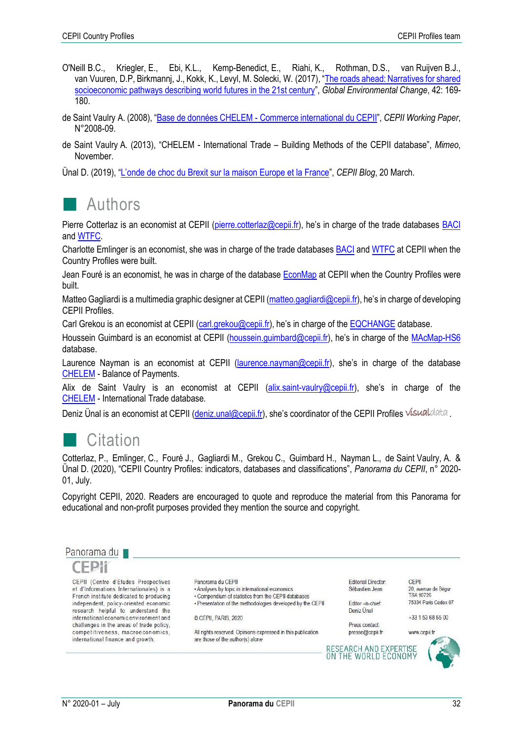O'Neill B.C., Kriegler, E., Ebi, K.L., Kemp-Benedict, E., Riahi, K., Rothman, D.S., van Ruijven B.J., van Vuuren, D.P, Birkmannj, J., Kokk, K., Levyl, M. Solecki, W. (2017), "The roads ahead: Narratives for shared socioeconomic pathways describing world futures in the 21st century", *Global Environmental Change*, 42: 169-180.

de Saint Vaulry A. (2008), "Base de données CHELEM - Commerce international du CEPII", *CEPII Working Paper*, N°2008-09.

de Saint Vaulry A. (2013), "CHELEM - International Trade – Building Methods of the CEPII database", *Mimeo*, November.

Ünal D. (2019), "L'onde de choc du Brexit sur la maison Europe et la France", *CEPII Blog*, 20 March.

## Authors

Pierre Cotterlaz is an economist at CEPII (pierre.cotterlaz@cepii.fr), he's in charge of the trade databases BACI and WTFC.

Charlotte Emlinger is an economist, she was in charge of the trade databases BACI and WTFC at CEPII when the Country Profiles were built.

Jean Fouré is an economist, he was in charge of the database EconMap at CEPII when the Country Profiles were built.

Matteo Gagliardi is a multimedia graphic designer at CEPII (matteo.gagliardi@cepii.fr), he's in charge of developing CEPII Profiles.

Carl Grekou is an economist at CEPII (carl.grekou@cepii.fr), he's in charge of the EQCHANGE database.

Houssein Guimbard is an economist at CEPII (houssein.guimbard@cepii.fr), he's in charge of the MAcMap-HS6 database.

Laurence Nayman is an economist at CEPII (laurence.nayman@cepii.fr), she's in charge of the database CHELEM - Balance of Payments.

Alix de Saint Vaulry is an economist at CEPII (alix.saint-vaulry@cepii.fr), she's in charge of the CHELEM - International Trade database.

Deniz Ünal is an economist at CEPII (deniz.unal@cepii.fr), she's coordinator of the CEPII Profiles Visualdata.

## Citation

Cotterlaz, P., Emlinger, C., Fouré J., Gagliardi M., Grekou C., Guimbard H., Nayman L., de Saint Vaulry, A. & Ünal D. (2020), "CEPII Country Profiles: indicators, databases and classifications", *Panorama du CEPII*, n° 2020-01, July.

Copyright CEPII, 2020. Readers are encouraged to quote and reproduce the material from this Panorama for educational and non-profit purposes provided they mention the source and copyright.

Panorama du CEPII

CEPII (Centre d'Etudes Prospectives et d'Informations Internationales) is a French institute dedicated to producing independent, policy-oriented economic research helpful to understand the international economic environment and challenges in the areas of trade policy, competitiveness, macroeconomics, international finance and growth.

Panorama du CEPII
- Analyses by topic in international economics
- Compendium of statistics from the CEPII databases
- Presentation of the methodologies developed by the CEPII

© CEPII, PARIS, 2020

All rights reserved. Opinions expressed in this publication are those of the author(s) alone.

Editorial Director: Sébastien Jean

Editor-in-chief: Deniz Ünal

Press contact: presse@cepii.fr

CEPII
20, avenue de Ségur
TSA 10726
75334 Paris Cedex 07

+33 1 53 68 55 00

www.cepii.fr

RESEARCH AND EXPERTISE ON THE WORLD ECONOMY